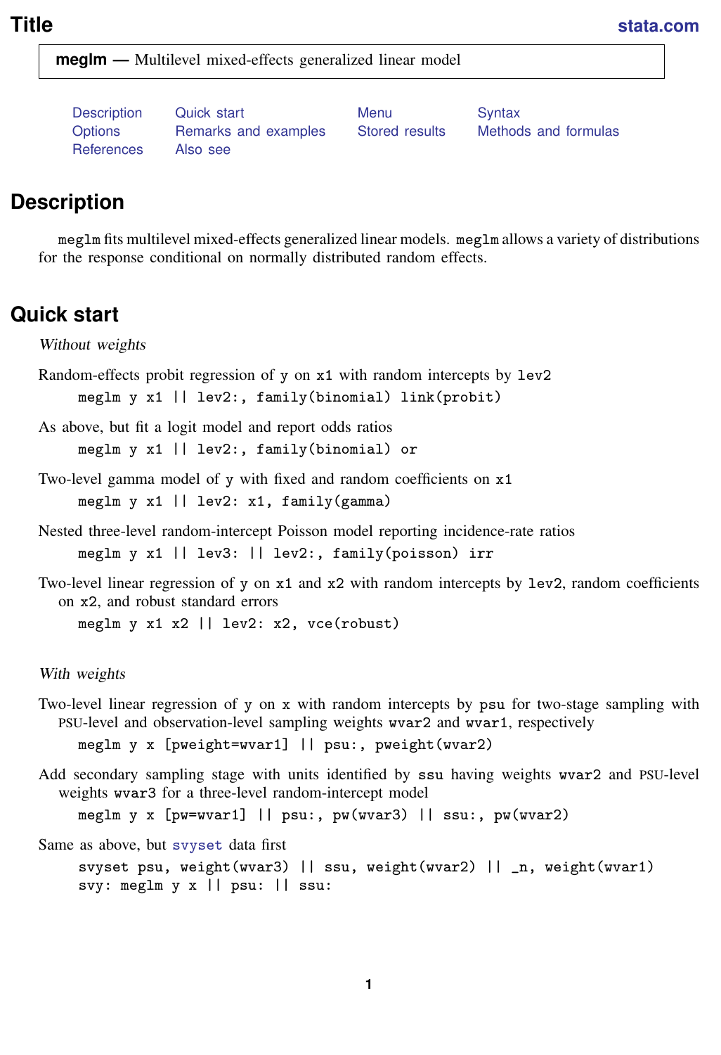# Title

stata.com

**meglm —** Multilevel mixed-effects generalized linear model

Description | Quick start | Menu | Syntax
Options | Remarks and examples | Stored results | Methods and formulas
References | Also see

## Description

meglm fits multilevel mixed-effects generalized linear models. meglm allows a variety of distributions for the response conditional on normally distributed random effects.

## Quick start

*Without weights*

Random-effects probit regression of y on x1 with random intercepts by lev2

```
meglm y x1 || lev2:, family(binomial) link(probit)
```

As above, but fit a logit model and report odds ratios

```
meglm y x1 || lev2:, family(binomial) or
```

Two-level gamma model of y with fixed and random coefficients on x1

```
meglm y x1 || lev2: x1, family(gamma)
```

Nested three-level random-intercept Poisson model reporting incidence-rate ratios

```
meglm y x1 || lev3: || lev2:, family(poisson) irr
```

Two-level linear regression of y on x1 and x2 with random intercepts by lev2, random coefficients on x2, and robust standard errors

```
meglm y x1 x2 || lev2: x2, vce(robust)
```

*With weights*

Two-level linear regression of y on x with random intercepts by psu for two-stage sampling with PSU-level and observation-level sampling weights wvar2 and wvar1, respectively

```
meglm y x [pweight=wvar1] || psu:, pweight(wvar2)
```

Add secondary sampling stage with units identified by ssu having weights wvar2 and PSU-level weights wvar3 for a three-level random-intercept model

```
meglm y x [pw=wvar1] || psu:, pw(wvar3) || ssu:, pw(wvar2)
```

Same as above, but svyset data first

```
svyset psu, weight(wvar3) || ssu, weight(wvar2) || _n, weight(wvar1)
svy: meglm y x || psu: || ssu:
```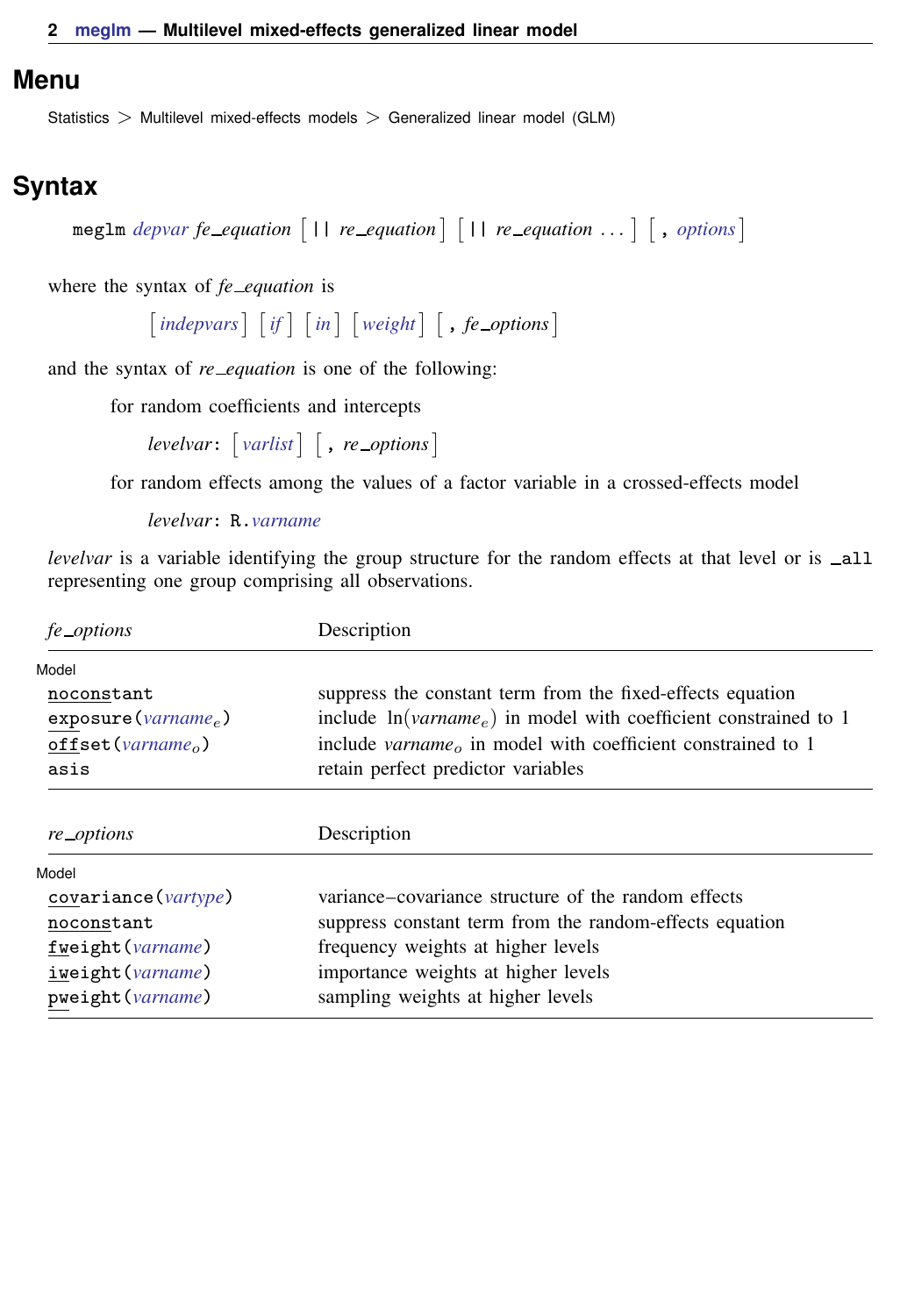## Menu

Statistics > Multilevel mixed-effects models > Generalized linear model (GLM)

## Syntax

meglm *depvar fe_equation* [ || *re_equation* ] [ || *re_equation* ... ] [ , *options* ]

where the syntax of *fe_equation* is

[ *indepvars* ] [ *if* ] [ *in* ] [ *weight* ] [ , *fe_options* ]

and the syntax of *re_equation* is one of the following:

for random coefficients and intercepts

*levelvar*: [ *varlist* ] [ , *re_options* ]

for random effects among the values of a factor variable in a crossed-effects model

*levelvar*: R.*varname*

*levelvar* is a variable identifying the group structure for the random effects at that level or is _all representing one group comprising all observations.

| *fe_options* | Description |
|---|---|
| Model | |
| noconstant | suppress the constant term from the fixed-effects equation |
| exposure(*varname*$_e$) | include ln(*varname*$_e$) in model with coefficient constrained to 1 |
| offset(*varname*$_o$) | include *varname*$_o$ in model with coefficient constrained to 1 |
| asis | retain perfect predictor variables |

| *re_options* | Description |
|---|---|
| Model | |
| covariance(*vartype*) | variance–covariance structure of the random effects |
| noconstant | suppress constant term from the random-effects equation |
| fweight(*varname*) | frequency weights at higher levels |
| iweight(*varname*) | importance weights at higher levels |
| pweight(*varname*) | sampling weights at higher levels |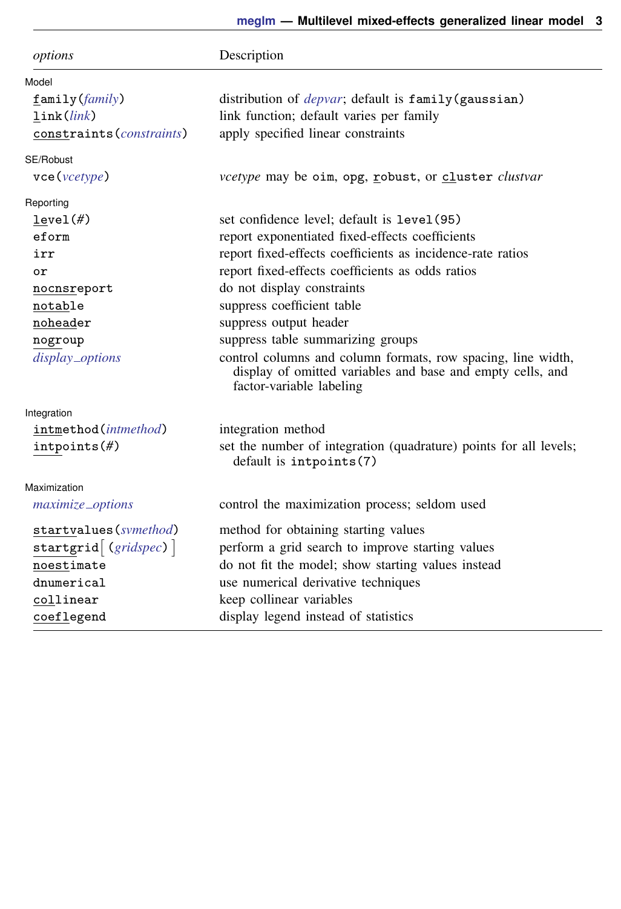| *options* | Description |
|---|---|
| Model | |
| `family(`*family*`)` | distribution of *depvar*; default is `family(gaussian)` |
| `link(`*link*`)` | link function; default varies per family |
| `constraints(`*constraints*`)` | apply specified linear constraints |
| SE/Robust | |
| `vce(`*vcetype*`)` | *vcetype* may be `oim`, `opg`, `robust`, or `cluster` *clustvar* |
| Reporting | |
| `level(`*#*`)` | set confidence level; default is `level(95)` |
| `eform` | report exponentiated fixed-effects coefficients |
| `irr` | report fixed-effects coefficients as incidence-rate ratios |
| `or` | report fixed-effects coefficients as odds ratios |
| `nocnsreport` | do not display constraints |
| `notable` | suppress coefficient table |
| `noheader` | suppress output header |
| `nogroup` | suppress table summarizing groups |
| *display_options* | control columns and column formats, row spacing, line width, display of omitted variables and base and empty cells, and factor-variable labeling |
| Integration | |
| `intmethod(`*intmethod*`)` | integration method |
| `intpoints(`*#*`)` | set the number of integration (quadrature) points for all levels; default is `intpoints(7)` |
| Maximization | |
| *maximize_options* | control the maximization process; seldom used |
| `startvalues(`*svmethod*`)` | method for obtaining starting values |
| `startgrid[(`*gridspec*`)]` | perform a grid search to improve starting values |
| `noestimate` | do not fit the model; show starting values instead |
| `dnumerical` | use numerical derivative techniques |
| `collinear` | keep collinear variables |
| `coeflegend` | display legend instead of statistics |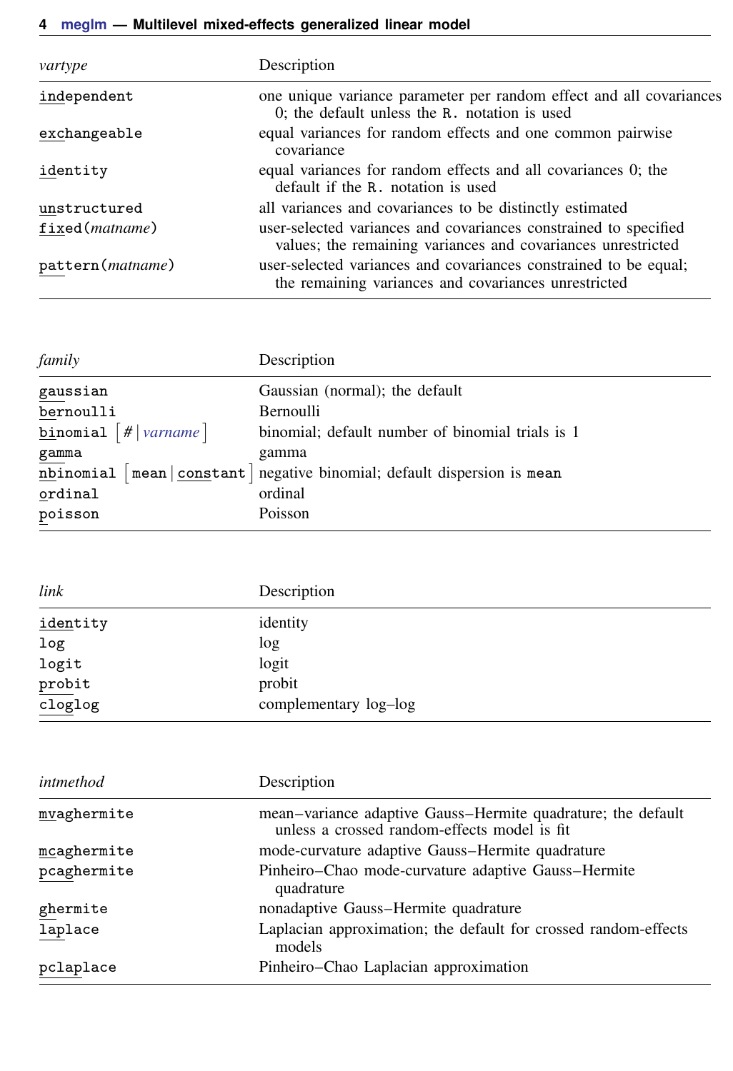| *vartype* | Description |
|---|---|
| `independent` | one unique variance parameter per random effect and all covariances 0; the default unless the `R.` notation is used |
| `exchangeable` | equal variances for random effects and one common pairwise covariance |
| `identity` | equal variances for random effects and all covariances 0; the default if the `R.` notation is used |
| `unstructured` | all variances and covariances to be distinctly estimated |
| `fixed(`*matname*`)` | user-selected variances and covariances constrained to specified values; the remaining variances and covariances unrestricted |
| `pattern(`*matname*`)` | user-selected variances and covariances constrained to be equal; the remaining variances and covariances unrestricted |

| *family* | Description |
|---|---|
| `gaussian` | Gaussian (normal); the default |
| `bernoulli` | Bernoulli |
| `binomial` [*#* \| *varname*] | binomial; default number of binomial trials is 1 |
| `gamma` | gamma |
| `nbinomial` [`mean` \| `constant`] | negative binomial; default dispersion is `mean` |
| `ordinal` | ordinal |
| `poisson` | Poisson |

| *link* | Description |
|---|---|
| `identity` | identity |
| `log` | log |
| `logit` | logit |
| `probit` | probit |
| `cloglog` | complementary log–log |

| *intmethod* | Description |
|---|---|
| `mvaghermite` | mean–variance adaptive Gauss–Hermite quadrature; the default unless a crossed random-effects model is fit |
| `mcaghermite` | mode-curvature adaptive Gauss–Hermite quadrature |
| `pcaghermite` | Pinheiro–Chao mode-curvature adaptive Gauss–Hermite quadrature |
| `ghermite` | nonadaptive Gauss–Hermite quadrature |
| `laplace` | Laplacian approximation; the default for crossed random-effects models |
| `pclaplace` | Pinheiro–Chao Laplacian approximation |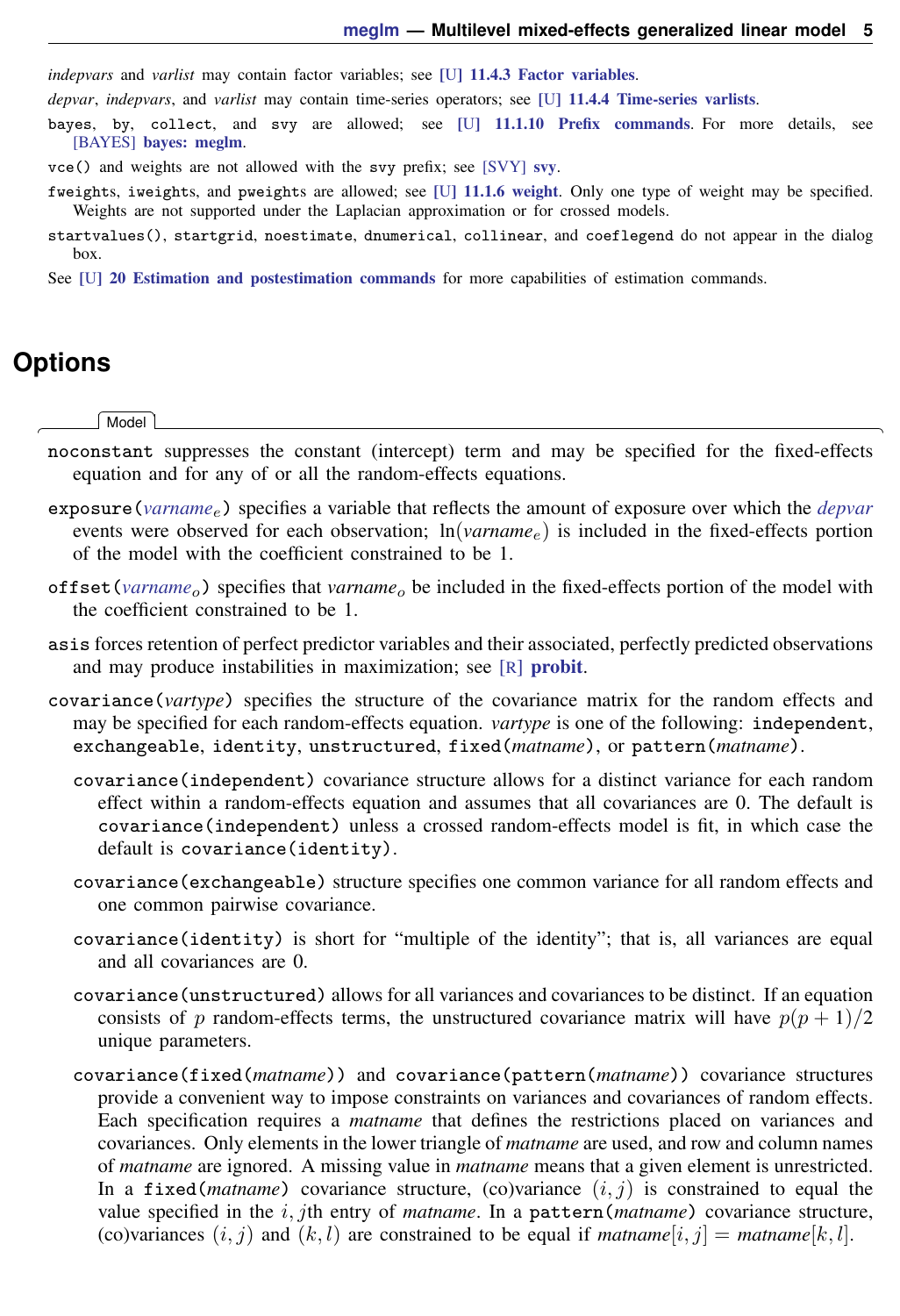*indepvars* and *varlist* may contain factor variables; see **[U] 11.4.3 Factor variables**.

*depvar*, *indepvars*, and *varlist* may contain time-series operators; see **[U] 11.4.4 Time-series varlists**.

`bayes`, `by`, `collect`, and `svy` are allowed; see **[U] 11.1.10 Prefix commands**. For more details, see **[BAYES] bayes: meglm**.

`vce()` and weights are not allowed with the `svy` prefix; see **[SVY] svy**.

`fweight`s, `iweight`s, and `pweight`s are allowed; see **[U] 11.1.6 weight**. Only one type of weight may be specified. Weights are not supported under the Laplacian approximation or for crossed models.

`startvalues()`, `startgrid`, `noestimate`, `dnumerical`, `collinear`, and `coeflegend` do not appear in the dialog box.

See **[U] 20 Estimation and postestimation commands** for more capabilities of estimation commands.

# Options

**Model**

`noconstant` suppresses the constant (intercept) term and may be specified for the fixed-effects equation and for any of or all the random-effects equations.

`exposure(`*varname*$_e$`)` specifies a variable that reflects the amount of exposure over which the *depvar* events were observed for each observation; $\ln(varname_e)$ is included in the fixed-effects portion of the model with the coefficient constrained to be 1.

`offset(`*varname*$_o$`)` specifies that *varname*$_o$ be included in the fixed-effects portion of the model with the coefficient constrained to be 1.

`asis` forces retention of perfect predictor variables and their associated, perfectly predicted observations and may produce instabilities in maximization; see **[R] probit**.

`covariance(`*vartype*`)` specifies the structure of the covariance matrix for the random effects and may be specified for each random-effects equation. *vartype* is one of the following: `independent`, `exchangeable`, `identity`, `unstructured`, `fixed(`*matname*`)`, or `pattern(`*matname*`)`.

> `covariance(independent)` covariance structure allows for a distinct variance for each random effect within a random-effects equation and assumes that all covariances are 0. The default is `covariance(independent)` unless a crossed random-effects model is fit, in which case the default is `covariance(identity)`.
>
> `covariance(exchangeable)` structure specifies one common variance for all random effects and one common pairwise covariance.
>
> `covariance(identity)` is short for "multiple of the identity"; that is, all variances are equal and all covariances are 0.
>
> `covariance(unstructured)` allows for all variances and covariances to be distinct. If an equation consists of $p$ random-effects terms, the unstructured covariance matrix will have $p(p+1)/2$ unique parameters.
>
> `covariance(fixed(`*matname*`))` and `covariance(pattern(`*matname*`))` covariance structures provide a convenient way to impose constraints on variances and covariances of random effects. Each specification requires a *matname* that defines the restrictions placed on variances and covariances. Only elements in the lower triangle of *matname* are used, and row and column names of *matname* are ignored. A missing value in *matname* means that a given element is unrestricted. In a `fixed(`*matname*`)` covariance structure, (co)variance $(i, j)$ is constrained to equal the value specified in the $i,j$th entry of *matname*. In a `pattern(`*matname*`)` covariance structure, (co)variances $(i, j)$ and $(k, l)$ are constrained to be equal if $matname[i, j] = matname[k, l]$.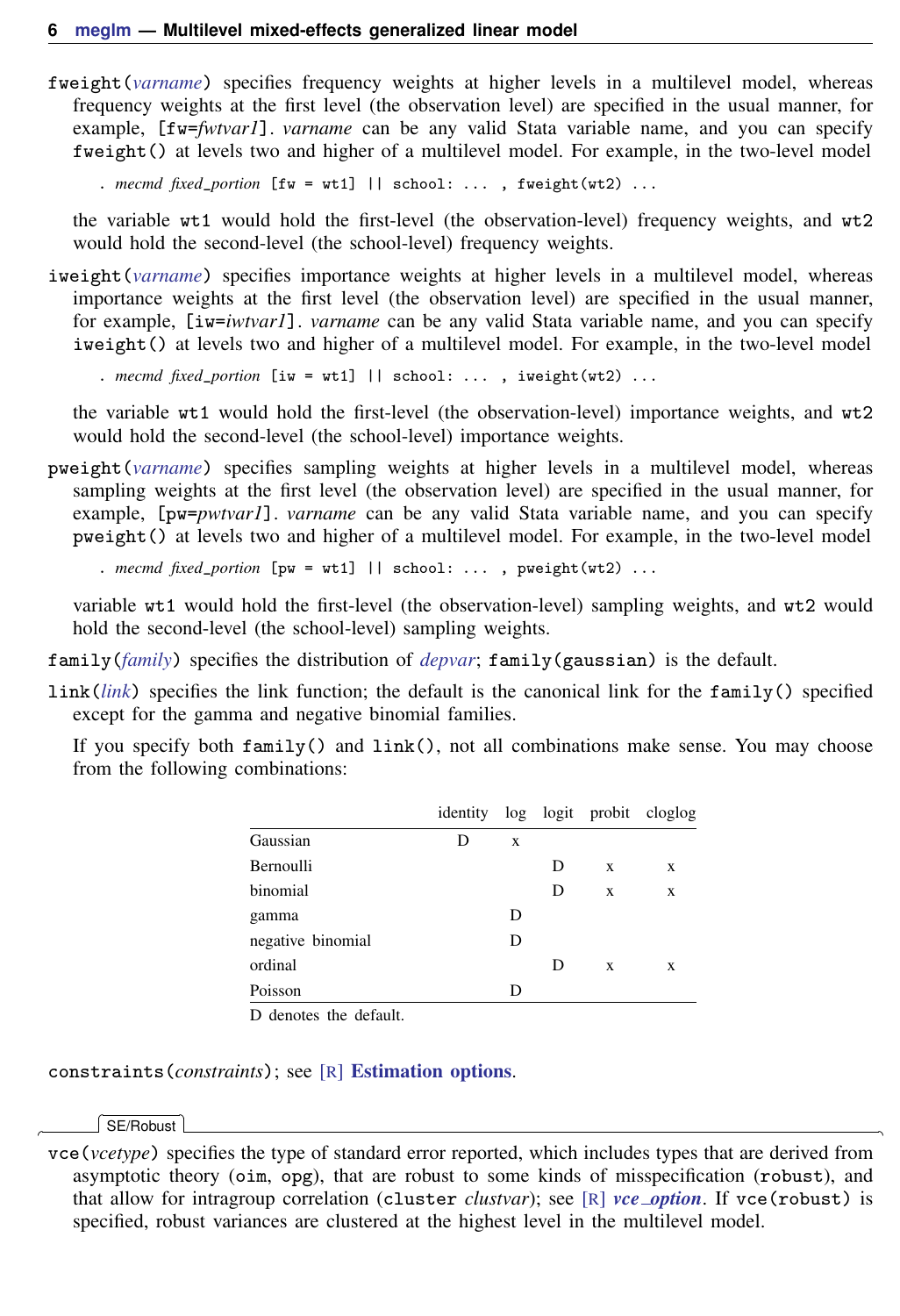**fweight(*varname*)** specifies frequency weights at higher levels in a multilevel model, whereas frequency weights at the first level (the observation level) are specified in the usual manner, for example, [fw=*fwtvar1*]. *varname* can be any valid Stata variable name, and you can specify fweight() at levels two and higher of a multilevel model. For example, in the two-level model

```
. mecmd fixed_portion [fw = wt1] || school: ... , fweight(wt2) ...
```

the variable wt1 would hold the first-level (the observation-level) frequency weights, and wt2 would hold the second-level (the school-level) frequency weights.

**iweight(*varname*)** specifies importance weights at higher levels in a multilevel model, whereas importance weights at the first level (the observation level) are specified in the usual manner, for example, [iw=*iwtvar1*]. *varname* can be any valid Stata variable name, and you can specify iweight() at levels two and higher of a multilevel model. For example, in the two-level model

```
. mecmd fixed_portion [iw = wt1] || school: ... , iweight(wt2) ...
```

the variable wt1 would hold the first-level (the observation-level) importance weights, and wt2 would hold the second-level (the school-level) importance weights.

**pweight(*varname*)** specifies sampling weights at higher levels in a multilevel model, whereas sampling weights at the first level (the observation level) are specified in the usual manner, for example, [pw=*pwtvar1*]. *varname* can be any valid Stata variable name, and you can specify pweight() at levels two and higher of a multilevel model. For example, in the two-level model

```
. mecmd fixed_portion [pw = wt1] || school: ... , pweight(wt2) ...
```

variable wt1 would hold the first-level (the observation-level) sampling weights, and wt2 would hold the second-level (the school-level) sampling weights.

**family(*family*)** specifies the distribution of *depvar*; family(gaussian) is the default.

**link(*link*)** specifies the link function; the default is the canonical link for the family() specified except for the gamma and negative binomial families.

If you specify both family() and link(), not all combinations make sense. You may choose from the following combinations:

| | identity | log | logit | probit | cloglog |
|---|---|---|---|---|---|
| Gaussian | D | x | | | |
| Bernoulli | | | D | x | x |
| binomial | | | D | x | x |
| gamma | | D | | | |
| negative binomial | | D | | | |
| ordinal | | | D | x | x |
| Poisson | | D | | | |

D denotes the default.

**constraints(*constraints*)**; see [R] **Estimation options**.

SE/Robust

**vce(*vcetype*)** specifies the type of standard error reported, which includes types that are derived from asymptotic theory (oim, opg), that are robust to some kinds of misspecification (robust), and that allow for intragroup correlation (cluster *clustvar*); see [R] ***vce_option***. If vce(robust) is specified, robust variances are clustered at the highest level in the multilevel model.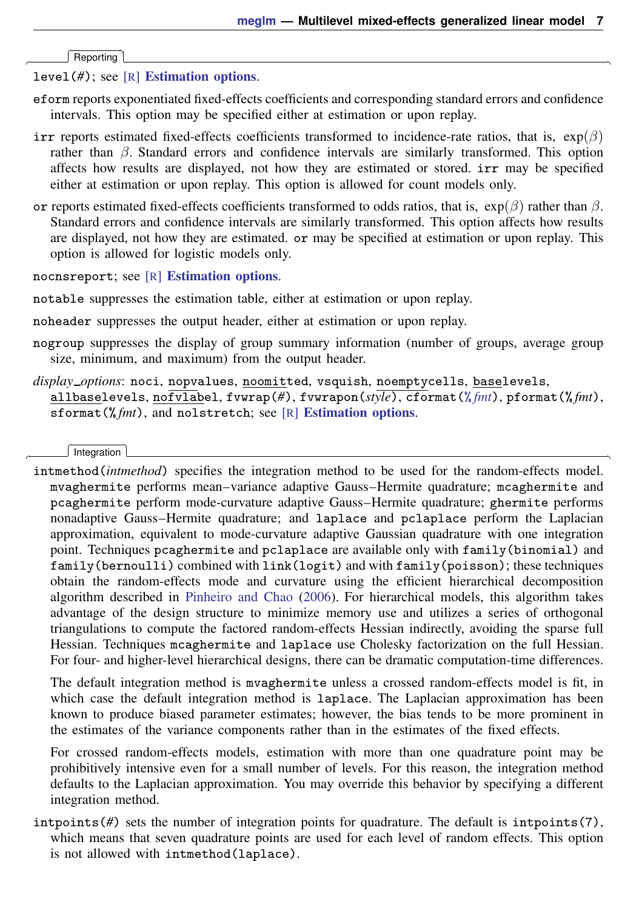### Reporting

`level(#)`; see [R] **Estimation options**.

`eform` reports exponentiated fixed-effects coefficients and corresponding standard errors and confidence intervals. This option may be specified either at estimation or upon replay.

`irr` reports estimated fixed-effects coefficients transformed to incidence-rate ratios, that is, $\exp(\beta)$ rather than $\beta$. Standard errors and confidence intervals are similarly transformed. This option affects how results are displayed, not how they are estimated or stored. `irr` may be specified either at estimation or upon replay. This option is allowed for count models only.

`or` reports estimated fixed-effects coefficients transformed to odds ratios, that is, $\exp(\beta)$ rather than $\beta$. Standard errors and confidence intervals are similarly transformed. This option affects how results are displayed, not how they are estimated. `or` may be specified at estimation or upon replay. This option is allowed for logistic models only.

`nocnsreport`; see [R] **Estimation options**.

`notable` suppresses the estimation table, either at estimation or upon replay.

`noheader` suppresses the output header, either at estimation or upon replay.

`nogroup` suppresses the display of group summary information (number of groups, average group size, minimum, and maximum) from the output header.

*display_options*: `noci`, `nopvalues`, `noomitted`, `vsquish`, `noemptycells`, `baselevels`, `allbaselevels`, `nofvlabel`, `fvwrap(#)`, `fvwrapon(`*style*`)`, `cformat(%`*fmt*`)`, `pformat(%`*fmt*`)`, `sformat(%`*fmt*`)`, and `nolstretch`; see [R] **Estimation options**.

### Integration

`intmethod(`*intmethod*`)` specifies the integration method to be used for the random-effects model. `mvaghermite` performs mean–variance adaptive Gauss–Hermite quadrature; `mcaghermite` and `pcaghermite` perform mode-curvature adaptive Gauss–Hermite quadrature; `ghermite` performs nonadaptive Gauss–Hermite quadrature; and `laplace` and `pclaplace` perform the Laplacian approximation, equivalent to mode-curvature adaptive Gaussian quadrature with one integration point. Techniques `pcaghermite` and `pclaplace` are available only with `family(binomial)` and `family(bernoulli)` combined with `link(logit)` and with `family(poisson)`; these techniques obtain the random-effects mode and curvature using the efficient hierarchical decomposition algorithm described in Pinheiro and Chao (2006). For hierarchical models, this algorithm takes advantage of the design structure to minimize memory use and utilizes a series of orthogonal triangulations to compute the factored random-effects Hessian indirectly, avoiding the sparse full Hessian. Techniques `mcaghermite` and `laplace` use Cholesky factorization on the full Hessian. For four- and higher-level hierarchical designs, there can be dramatic computation-time differences.

The default integration method is `mvaghermite` unless a crossed random-effects model is fit, in which case the default integration method is `laplace`. The Laplacian approximation has been known to produce biased parameter estimates; however, the bias tends to be more prominent in the estimates of the variance components rather than in the estimates of the fixed effects.

For crossed random-effects models, estimation with more than one quadrature point may be prohibitively intensive even for a small number of levels. For this reason, the integration method defaults to the Laplacian approximation. You may override this behavior by specifying a different integration method.

`intpoints(#)` sets the number of integration points for quadrature. The default is `intpoints(7)`, which means that seven quadrature points are used for each level of random effects. This option is not allowed with `intmethod(laplace)`.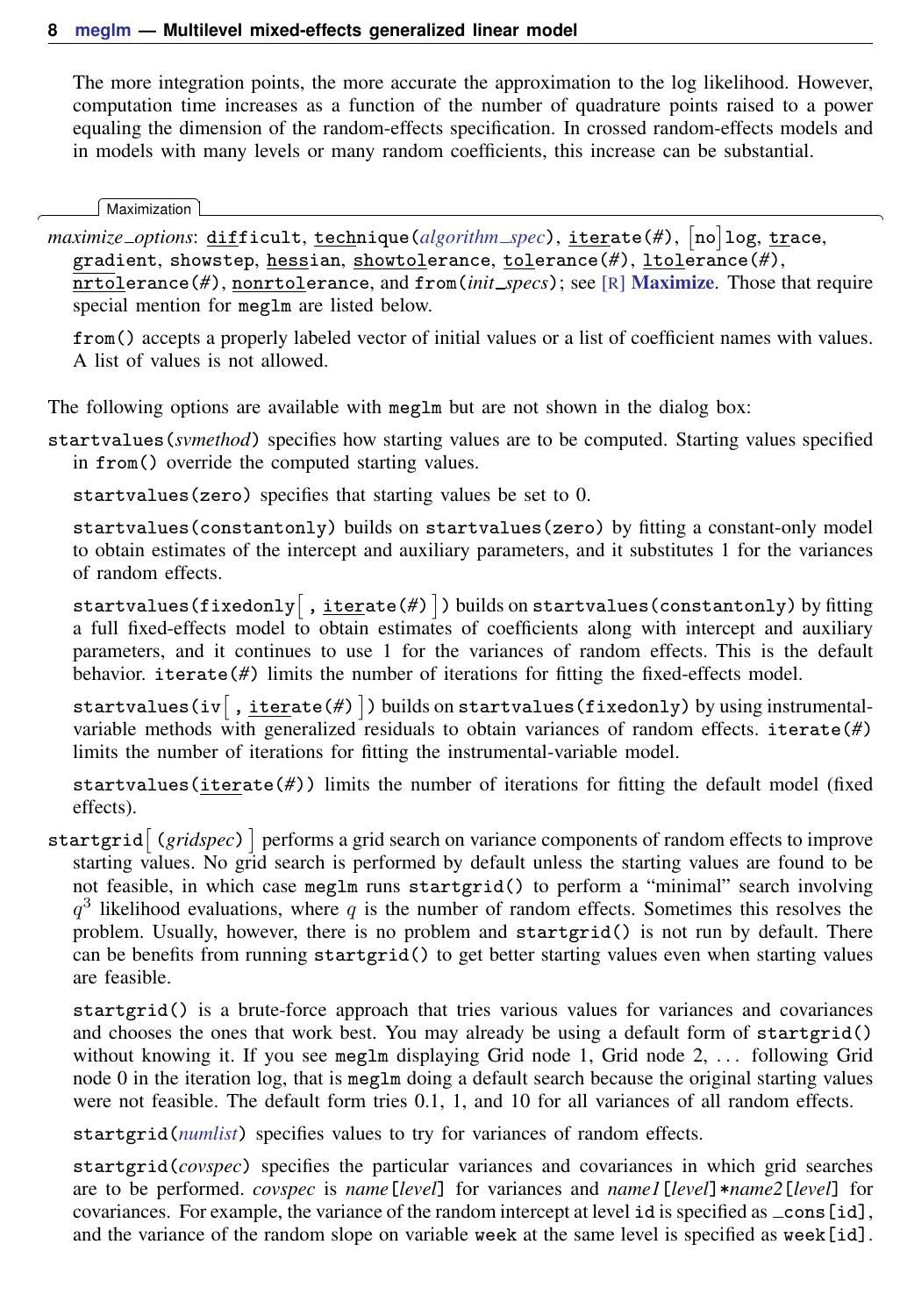The more integration points, the more accurate the approximation to the log likelihood. However, computation time increases as a function of the number of quadrature points raised to a power equaling the dimension of the random-effects specification. In crossed random-effects models and in models with many levels or many random coefficients, this increase can be substantial.

Maximization

*maximize_options*: `difficult`, `technique(`*algorithm_spec*`)`, `iterate(`*#*`)`, [`no`]`log`, `trace`, `gradient`, `showstep`, `hessian`, `showtolerance`, `tolerance(`*#*`)`, `ltolerance(`*#*`)`, `nrtolerance(`*#*`)`, `nonrtolerance`, and `from(`*init_specs*`)`; see [R] **Maximize**. Those that require special mention for `meglm` are listed below.

`from()` accepts a properly labeled vector of initial values or a list of coefficient names with values. A list of values is not allowed.

The following options are available with `meglm` but are not shown in the dialog box:

`startvalues(`*svmethod*`)` specifies how starting values are to be computed. Starting values specified in `from()` override the computed starting values.

`startvalues(zero)` specifies that starting values be set to 0.

`startvalues(constantonly)` builds on `startvalues(zero)` by fitting a constant-only model to obtain estimates of the intercept and auxiliary parameters, and it substitutes 1 for the variances of random effects.

`startvalues(fixedonly`[`, iterate(`*#*`)`]`)` builds on `startvalues(constantonly)` by fitting a full fixed-effects model to obtain estimates of coefficients along with intercept and auxiliary parameters, and it continues to use 1 for the variances of random effects. This is the default behavior. `iterate(`*#*`)` limits the number of iterations for fitting the fixed-effects model.

`startvalues(iv`[`, iterate(`*#*`)`]`)` builds on `startvalues(fixedonly)` by using instrumental-variable methods with generalized residuals to obtain variances of random effects. `iterate(`*#*`)` limits the number of iterations for fitting the instrumental-variable model.

`startvalues(iterate(`*#*`))` limits the number of iterations for fitting the default model (fixed effects).

`startgrid`[`(`*gridspec*`)`] performs a grid search on variance components of random effects to improve starting values. No grid search is performed by default unless the starting values are found to be not feasible, in which case `meglm` runs `startgrid()` to perform a "minimal" search involving $q^3$ likelihood evaluations, where $q$ is the number of random effects. Sometimes this resolves the problem. Usually, however, there is no problem and `startgrid()` is not run by default. There can be benefits from running `startgrid()` to get better starting values even when starting values are feasible.

`startgrid()` is a brute-force approach that tries various values for variances and covariances and chooses the ones that work best. You may already be using a default form of `startgrid()` without knowing it. If you see `meglm` displaying Grid node 1, Grid node 2, ... following Grid node 0 in the iteration log, that is `meglm` doing a default search because the original starting values were not feasible. The default form tries 0.1, 1, and 10 for all variances of all random effects.

`startgrid(`*numlist*`)` specifies values to try for variances of random effects.

`startgrid(`*covspec*`)` specifies the particular variances and covariances in which grid searches are to be performed. *covspec* is *name*`[`*level*`]` for variances and *name1*`[`*level*`]*`*name2*`[`*level*`]` for covariances. For example, the variance of the random intercept at level `id` is specified as `_cons[id]`, and the variance of the random slope on variable `week` at the same level is specified as `week[id]`.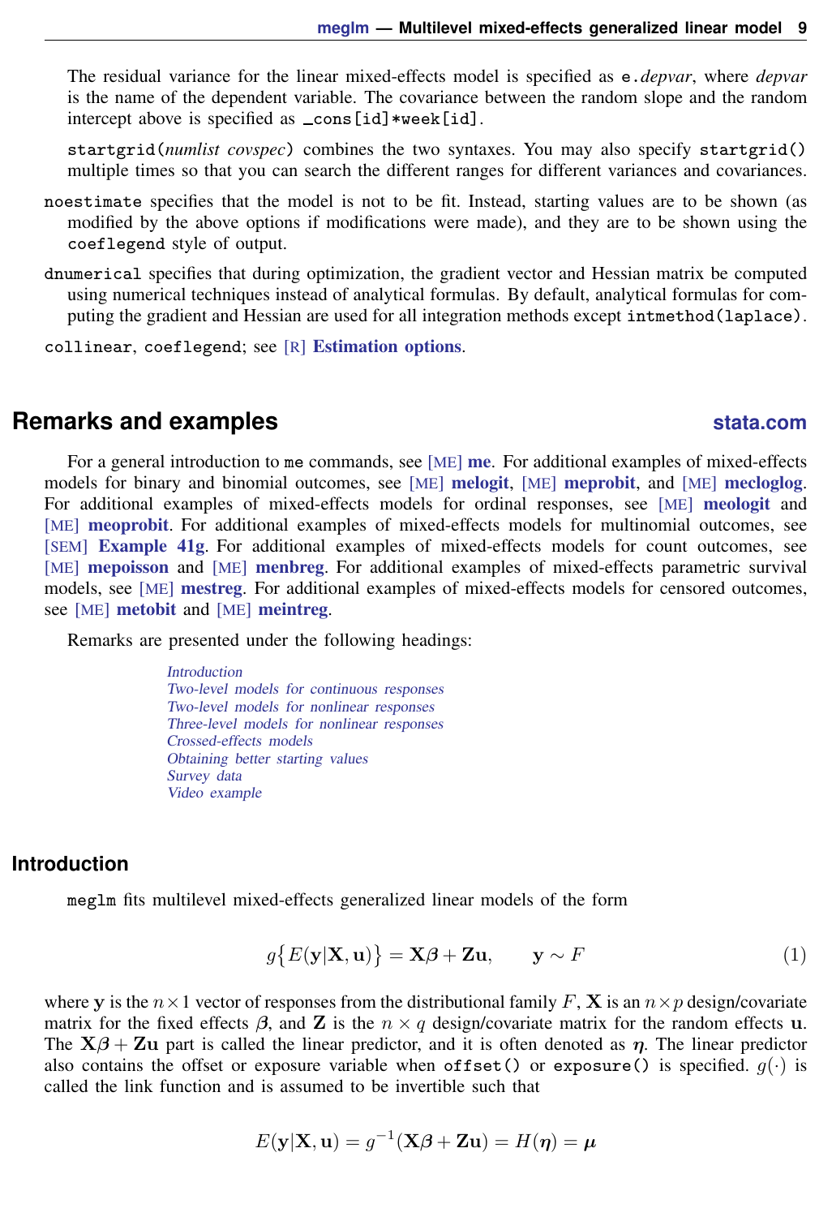The residual variance for the linear mixed-effects model is specified as `e.`*depvar*, where *depvar* is the name of the dependent variable. The covariance between the random slope and the random intercept above is specified as `_cons[id]*week[id]`.

`startgrid(`*numlist covspec*`)` combines the two syntaxes. You may also specify `startgrid()` multiple times so that you can search the different ranges for different variances and covariances.

`noestimate` specifies that the model is not to be fit. Instead, starting values are to be shown (as modified by the above options if modifications were made), and they are to be shown using the `coeflegend` style of output.

`dnumerical` specifies that during optimization, the gradient vector and Hessian matrix be computed using numerical techniques instead of analytical formulas. By default, analytical formulas for computing the gradient and Hessian are used for all integration methods except `intmethod(laplace)`.

`collinear`, `coeflegend`; see [R] **Estimation options**.

## Remarks and examples

For a general introduction to `me` commands, see [ME] **me**. For additional examples of mixed-effects models for binary and binomial outcomes, see [ME] **melogit**, [ME] **meprobit**, and [ME] **mecloglog**. For additional examples of mixed-effects models for ordinal responses, see [ME] **meologit** and [ME] **meoprobit**. For additional examples of mixed-effects models for multinomial outcomes, see [SEM] **Example 41g**. For additional examples of mixed-effects models for count outcomes, see [ME] **mepoisson** and [ME] **menbreg**. For additional examples of mixed-effects parametric survival models, see [ME] **mestreg**. For additional examples of mixed-effects models for censored outcomes, see [ME] **metobit** and [ME] **meintreg**.

Remarks are presented under the following headings:

*Introduction*
*Two-level models for continuous responses*
*Two-level models for nonlinear responses*
*Three-level models for nonlinear responses*
*Crossed-effects models*
*Obtaining better starting values*
*Survey data*
*Video example*

### Introduction

`meglm` fits multilevel mixed-effects generalized linear models of the form

$$g\{E(\mathbf{y}|\mathbf{X},\mathbf{u})\} = \mathbf{X}\boldsymbol{\beta} + \mathbf{Z}\mathbf{u}, \qquad \mathbf{y} \sim F \tag{1}$$

where $\mathbf{y}$ is the $n \times 1$ vector of responses from the distributional family $F$, $\mathbf{X}$ is an $n \times p$ design/covariate matrix for the fixed effects $\boldsymbol{\beta}$, and $\mathbf{Z}$ is the $n \times q$ design/covariate matrix for the random effects $\mathbf{u}$. The $\mathbf{X}\boldsymbol{\beta} + \mathbf{Z}\mathbf{u}$ part is called the linear predictor, and it is often denoted as $\boldsymbol{\eta}$. The linear predictor also contains the offset or exposure variable when `offset()` or `exposure()` is specified. $g(\cdot)$ is called the link function and is assumed to be invertible such that

$$E(\mathbf{y}|\mathbf{X},\mathbf{u}) = g^{-1}(\mathbf{X}\boldsymbol{\beta} + \mathbf{Z}\mathbf{u}) = H(\boldsymbol{\eta}) = \boldsymbol{\mu}$$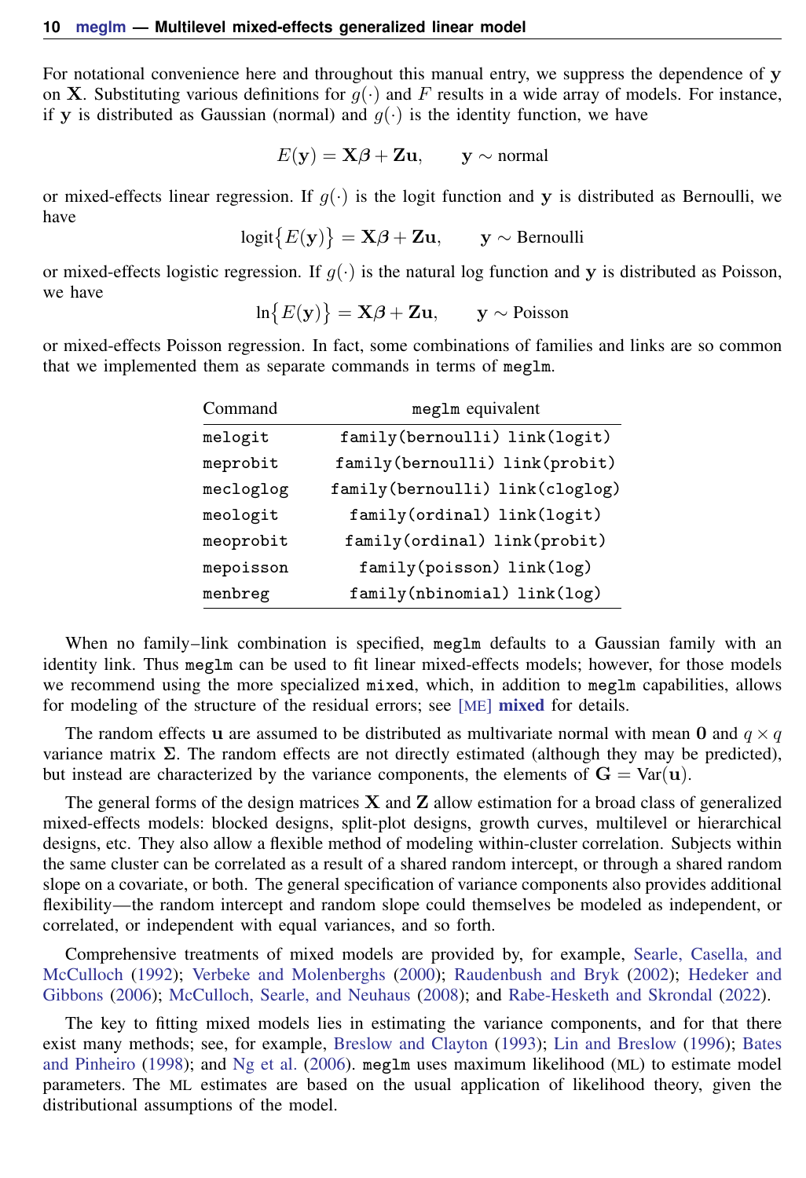For notational convenience here and throughout this manual entry, we suppress the dependence of $\mathbf{y}$ on $\mathbf{X}$. Substituting various definitions for $g(\cdot)$ and $F$ results in a wide array of models. For instance, if $\mathbf{y}$ is distributed as Gaussian (normal) and $g(\cdot)$ is the identity function, we have

$$E(\mathbf{y}) = \mathbf{X}\boldsymbol{\beta} + \mathbf{Z}\mathbf{u}, \qquad \mathbf{y} \sim \text{normal}$$

or mixed-effects linear regression. If $g(\cdot)$ is the logit function and $\mathbf{y}$ is distributed as Bernoulli, we have

$$\text{logit}\big\{E(\mathbf{y})\big\} = \mathbf{X}\boldsymbol{\beta} + \mathbf{Z}\mathbf{u}, \qquad \mathbf{y} \sim \text{Bernoulli}$$

or mixed-effects logistic regression. If $g(\cdot)$ is the natural log function and $\mathbf{y}$ is distributed as Poisson, we have

$$\ln\big\{E(\mathbf{y})\big\} = \mathbf{X}\boldsymbol{\beta} + \mathbf{Z}\mathbf{u}, \qquad \mathbf{y} \sim \text{Poisson}$$

or mixed-effects Poisson regression. In fact, some combinations of families and links are so common that we implemented them as separate commands in terms of `meglm`.

| Command | `meglm` equivalent |
|---|---|
| `melogit` | `family(bernoulli) link(logit)` |
| `meprobit` | `family(bernoulli) link(probit)` |
| `mecloglog` | `family(bernoulli) link(cloglog)` |
| `meologit` | `family(ordinal) link(logit)` |
| `meoprobit` | `family(ordinal) link(probit)` |
| `mepoisson` | `family(poisson) link(log)` |
| `menbreg` | `family(nbinomial) link(log)` |

When no family–link combination is specified, `meglm` defaults to a Gaussian family with an identity link. Thus `meglm` can be used to fit linear mixed-effects models; however, for those models we recommend using the more specialized `mixed`, which, in addition to `meglm` capabilities, allows for modeling of the structure of the residual errors; see [ME] **mixed** for details.

The random effects $\mathbf{u}$ are assumed to be distributed as multivariate normal with mean $\mathbf{0}$ and $q \times q$ variance matrix $\boldsymbol{\Sigma}$. The random effects are not directly estimated (although they may be predicted), but instead are characterized by the variance components, the elements of $\mathbf{G} = \text{Var}(\mathbf{u})$.

The general forms of the design matrices $\mathbf{X}$ and $\mathbf{Z}$ allow estimation for a broad class of generalized mixed-effects models: blocked designs, split-plot designs, growth curves, multilevel or hierarchical designs, etc. They also allow a flexible method of modeling within-cluster correlation. Subjects within the same cluster can be correlated as a result of a shared random intercept, or through a shared random slope on a covariate, or both. The general specification of variance components also provides additional flexibility—the random intercept and random slope could themselves be modeled as independent, or correlated, or independent with equal variances, and so forth.

Comprehensive treatments of mixed models are provided by, for example, Searle, Casella, and McCulloch (1992); Verbeke and Molenberghs (2000); Raudenbush and Bryk (2002); Hedeker and Gibbons (2006); McCulloch, Searle, and Neuhaus (2008); and Rabe-Hesketh and Skrondal (2022).

The key to fitting mixed models lies in estimating the variance components, and for that there exist many methods; see, for example, Breslow and Clayton (1993); Lin and Breslow (1996); Bates and Pinheiro (1998); and Ng et al. (2006). `meglm` uses maximum likelihood (ML) to estimate model parameters. The ML estimates are based on the usual application of likelihood theory, given the distributional assumptions of the model.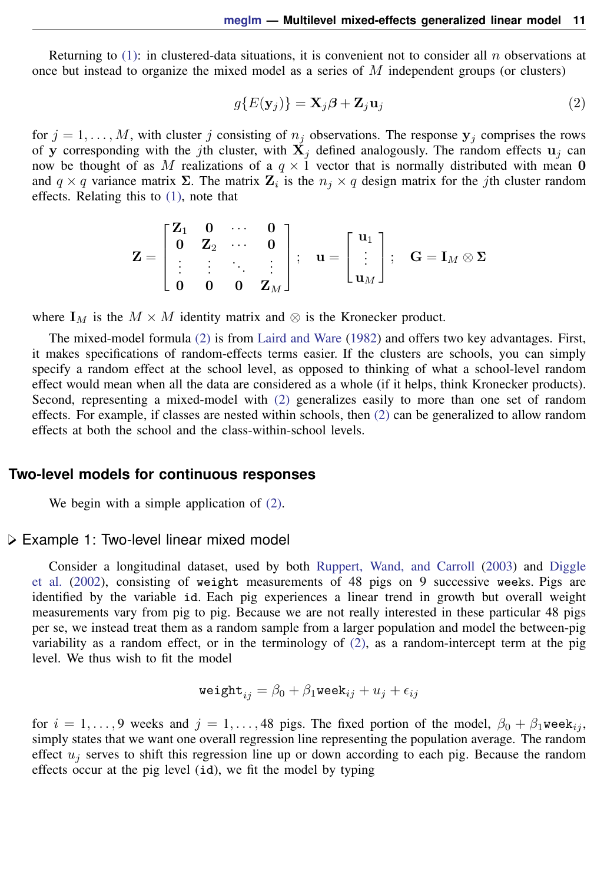Returning to (1): in clustered-data situations, it is convenient not to consider all $n$ observations at once but instead to organize the mixed model as a series of $M$ independent groups (or clusters)

$$g\{E(\mathbf{y}_j)\} = \mathbf{X}_j\boldsymbol{\beta} + \mathbf{Z}_j\mathbf{u}_j \tag{2}$$

for $j = 1, \ldots, M$, with cluster $j$ consisting of $n_j$ observations. The response $\mathbf{y}_j$ comprises the rows of $\mathbf{y}$ corresponding with the $j$th cluster, with $\mathbf{X}_j$ defined analogously. The random effects $\mathbf{u}_j$ can now be thought of as $M$ realizations of a $q \times 1$ vector that is normally distributed with mean $\mathbf{0}$ and $q \times q$ variance matrix $\boldsymbol{\Sigma}$. The matrix $\mathbf{Z}_i$ is the $n_j \times q$ design matrix for the $j$th cluster random effects. Relating this to (1), note that

$$\mathbf{Z} = \begin{bmatrix} \mathbf{Z}_1 & \mathbf{0} & \cdots & \mathbf{0} \\ \mathbf{0} & \mathbf{Z}_2 & \cdots & \mathbf{0} \\ \vdots & \vdots & \ddots & \vdots \\ \mathbf{0} & \mathbf{0} & \mathbf{0} & \mathbf{Z}_M \end{bmatrix}; \quad \mathbf{u} = \begin{bmatrix} \mathbf{u}_1 \\ \vdots \\ \mathbf{u}_M \end{bmatrix}; \quad \mathbf{G} = \mathbf{I}_M \otimes \boldsymbol{\Sigma}$$

where $\mathbf{I}_M$ is the $M \times M$ identity matrix and $\otimes$ is the Kronecker product.

The mixed-model formula (2) is from Laird and Ware (1982) and offers two key advantages. First, it makes specifications of random-effects terms easier. If the clusters are schools, you can simply specify a random effect at the school level, as opposed to thinking of what a school-level random effect would mean when all the data are considered as a whole (if it helps, think Kronecker products). Second, representing a mixed-model with (2) generalizes easily to more than one set of random effects. For example, if classes are nested within schools, then (2) can be generalized to allow random effects at both the school and the class-within-school levels.

## Two-level models for continuous responses

We begin with a simple application of (2).

### ▷ Example 1: Two-level linear mixed model

Consider a longitudinal dataset, used by both Ruppert, Wand, and Carroll (2003) and Diggle et al. (2002), consisting of `weight` measurements of 48 pigs on 9 successive `weeks`. Pigs are identified by the variable `id`. Each pig experiences a linear trend in growth but overall weight measurements vary from pig to pig. Because we are not really interested in these particular 48 pigs per se, we instead treat them as a random sample from a larger population and model the between-pig variability as a random effect, or in the terminology of (2), as a random-intercept term at the pig level. We thus wish to fit the model

$$\texttt{weight}_{ij} = \beta_0 + \beta_1\texttt{week}_{ij} + u_j + \epsilon_{ij}$$

for $i = 1, \ldots, 9$ weeks and $j = 1, \ldots, 48$ pigs. The fixed portion of the model, $\beta_0 + \beta_1\texttt{week}_{ij}$, simply states that we want one overall regression line representing the population average. The random effect $u_j$ serves to shift this regression line up or down according to each pig. Because the random effects occur at the pig level (`id`), we fit the model by typing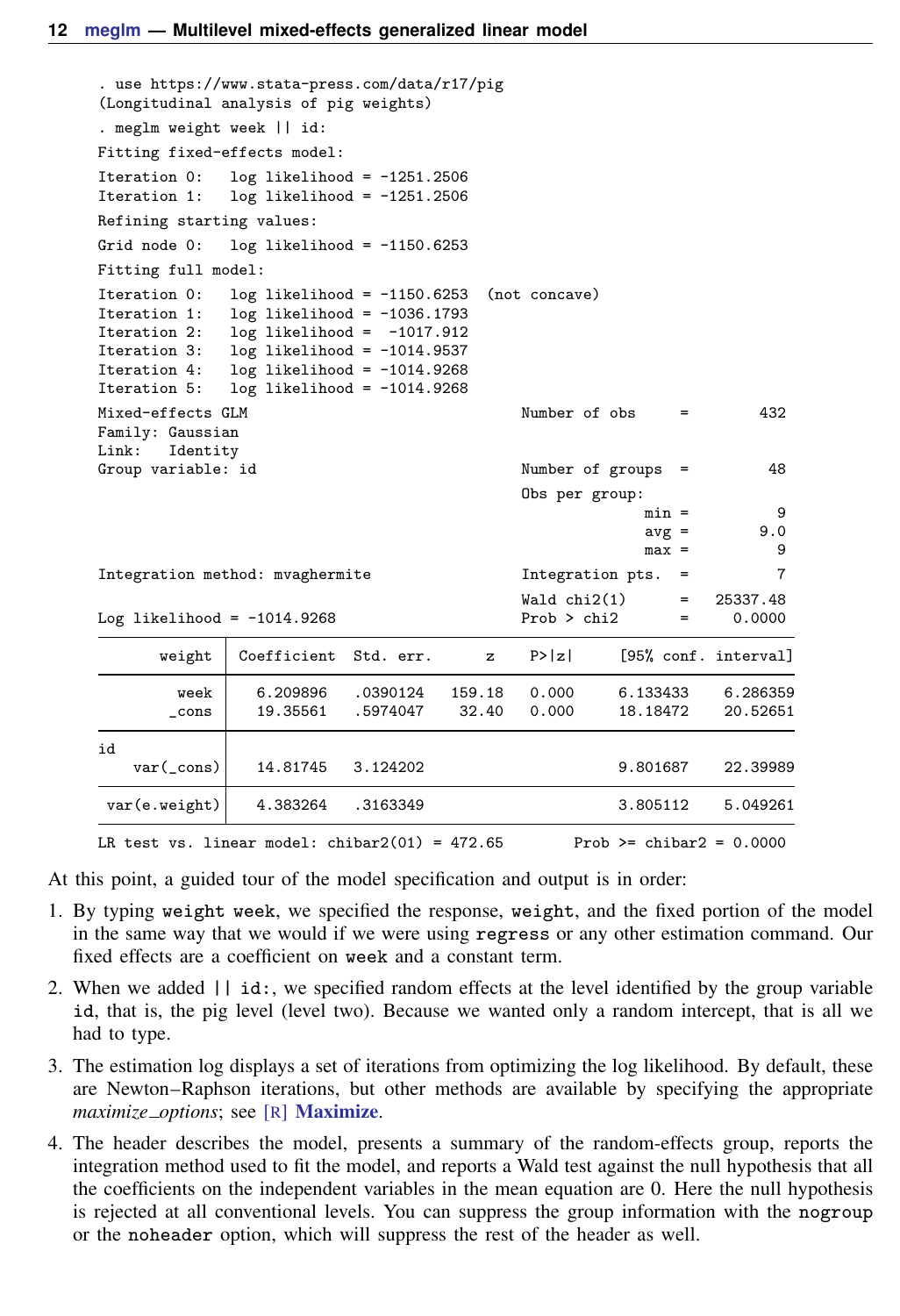```
. use https://www.stata-press.com/data/r17/pig
(Longitudinal analysis of pig weights)
. meglm weight week || id:
Fitting fixed-effects model:
Iteration 0:   log likelihood = -1251.2506
Iteration 1:   log likelihood = -1251.2506
Refining starting values:
Grid node 0:   log likelihood = -1150.6253
Fitting full model:
Iteration 0:   log likelihood = -1150.6253  (not concave)
Iteration 1:   log likelihood = -1036.1793
Iteration 2:   log likelihood =  -1017.912
Iteration 3:   log likelihood = -1014.9537
Iteration 4:   log likelihood = -1014.9268
Iteration 5:   log likelihood = -1014.9268
Mixed-effects GLM                               Number of obs     =        432
Family: Gaussian
Link:   Identity
Group variable: id                              Number of groups  =         48
                                                Obs per group:
                                                              min =          9
                                                              avg =        9.0
                                                              max =          9
Integration method: mvaghermite                 Integration pts.  =          7
                                                Wald chi2(1)      =   25337.48
Log likelihood = -1014.9268                     Prob > chi2       =     0.0000

      weight   Coefficient  Std. err.      z    P>|z|     [95% conf. interval]

        week    6.209896   .0390124   159.18   0.000     6.133433    6.286359
       _cons    19.35561   .5974047    32.40   0.000     18.18472    20.52651

id
   var(_cons)   14.81745   3.124202                      9.801687    22.39989

 var(e.weight)  4.383264   .3163349                      3.805112    5.049261

LR test vs. linear model: chibar2(01) = 472.65        Prob >= chibar2 = 0.0000
```

At this point, a guided tour of the model specification and output is in order:

1. By typing `weight week`, we specified the response, `weight`, and the fixed portion of the model in the same way that we would if we were using `regress` or any other estimation command. Our fixed effects are a coefficient on `week` and a constant term.
2. When we added `|| id:`, we specified random effects at the level identified by the group variable `id`, that is, the pig level (level two). Because we wanted only a random intercept, that is all we had to type.
3. The estimation log displays a set of iterations from optimizing the log likelihood. By default, these are Newton–Raphson iterations, but other methods are available by specifying the appropriate *maximize_options*; see [R] **Maximize**.
4. The header describes the model, presents a summary of the random-effects group, reports the integration method used to fit the model, and reports a Wald test against the null hypothesis that all the coefficients on the independent variables in the mean equation are 0. Here the null hypothesis is rejected at all conventional levels. You can suppress the group information with the `nogroup` or the `noheader` option, which will suppress the rest of the header as well.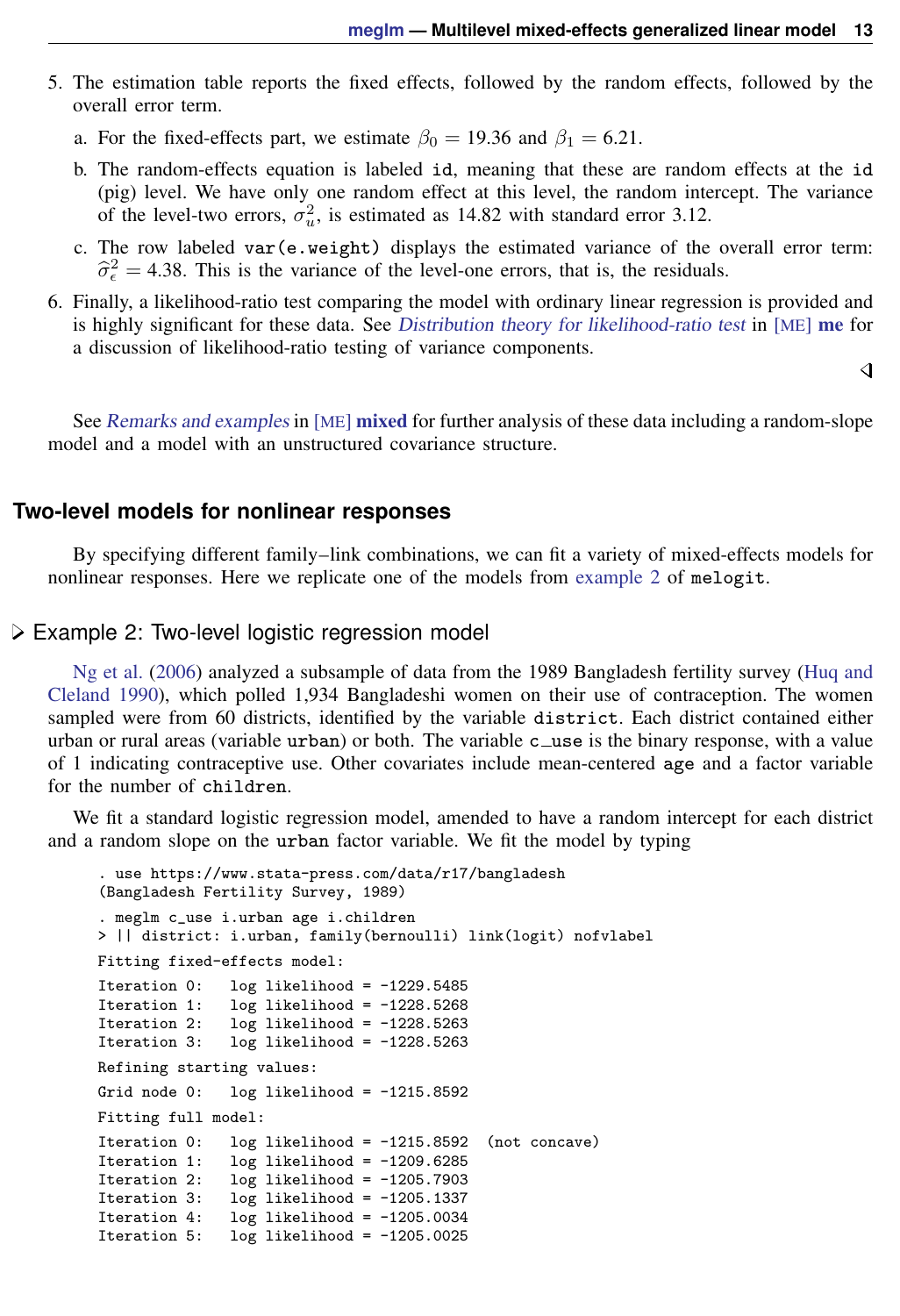5. The estimation table reports the fixed effects, followed by the random effects, followed by the overall error term.

   a. For the fixed-effects part, we estimate $\beta_0 = 19.36$ and $\beta_1 = 6.21$.

   b. The random-effects equation is labeled `id`, meaning that these are random effects at the `id` (pig) level. We have only one random effect at this level, the random intercept. The variance of the level-two errors, $\sigma_u^2$, is estimated as 14.82 with standard error 3.12.

   c. The row labeled `var(e.weight)` displays the estimated variance of the overall error term: $\widehat{\sigma}_\epsilon^2 = 4.38$. This is the variance of the level-one errors, that is, the residuals.

6. Finally, a likelihood-ratio test comparing the model with ordinary linear regression is provided and is highly significant for these data. See *Distribution theory for likelihood-ratio test* in [ME] **me** for a discussion of likelihood-ratio testing of variance components.

◁

See *Remarks and examples* in [ME] **mixed** for further analysis of these data including a random-slope model and a model with an unstructured covariance structure.

## Two-level models for nonlinear responses

By specifying different family–link combinations, we can fit a variety of mixed-effects models for nonlinear responses. Here we replicate one of the models from example 2 of `melogit`.

### ▷ Example 2: Two-level logistic regression model

Ng et al. (2006) analyzed a subsample of data from the 1989 Bangladesh fertility survey (Huq and Cleland 1990), which polled 1,934 Bangladeshi women on their use of contraception. The women sampled were from 60 districts, identified by the variable `district`. Each district contained either urban or rural areas (variable `urban`) or both. The variable `c_use` is the binary response, with a value of 1 indicating contraceptive use. Other covariates include mean-centered `age` and a factor variable for the number of `children`.

We fit a standard logistic regression model, amended to have a random intercept for each district and a random slope on the `urban` factor variable. We fit the model by typing

```
. use https://www.stata-press.com/data/r17/bangladesh
(Bangladesh Fertility Survey, 1989)
. meglm c_use i.urban age i.children
> || district: i.urban, family(bernoulli) link(logit) nofvlabel
Fitting fixed-effects model:
Iteration 0:   log likelihood = -1229.5485
Iteration 1:   log likelihood = -1228.5268
Iteration 2:   log likelihood = -1228.5263
Iteration 3:   log likelihood = -1228.5263
Refining starting values:
Grid node 0:   log likelihood = -1215.8592
Fitting full model:
Iteration 0:   log likelihood = -1215.8592  (not concave)
Iteration 1:   log likelihood = -1209.6285
Iteration 2:   log likelihood = -1205.7903
Iteration 3:   log likelihood = -1205.1337
Iteration 4:   log likelihood = -1205.0034
Iteration 5:   log likelihood = -1205.0025
```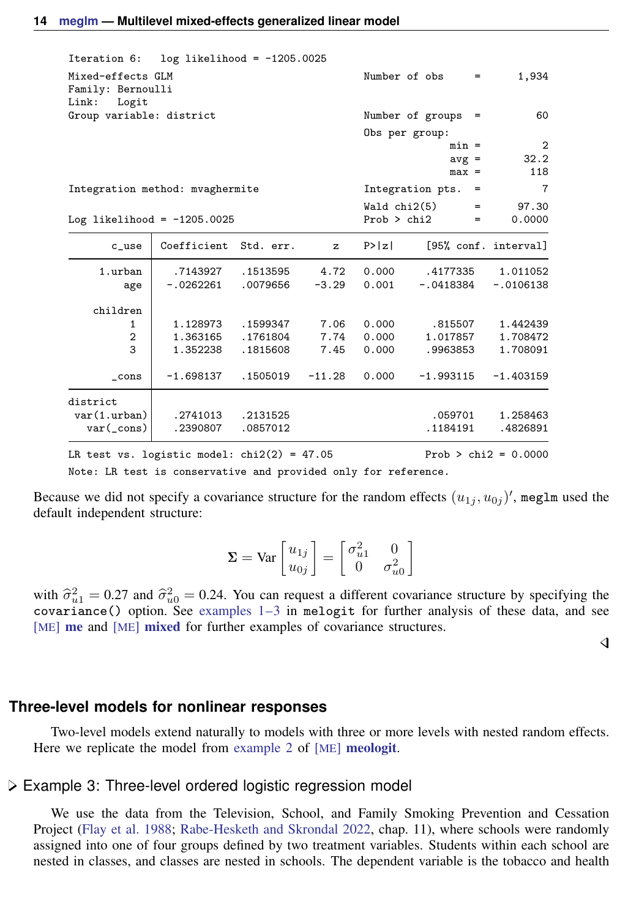```
Iteration 6:   log likelihood = -1205.0025

Mixed-effects GLM                               Number of obs     =      1,934
Family: Bernoulli
Link:   Logit
Group variable: district                        Number of groups  =         60

                                                Obs per group:
                                                              min =          2
                                                              avg =       32.2
                                                              max =        118

Integration method: mvaghermite                 Integration pts.  =          7

                                                Wald chi2(5)      =      97.30
Log likelihood = -1205.0025                     Prob > chi2       =     0.0000

------------------------------------------------------------------------------
       c_use | Coefficient  Std. err.      z    P>|z|     [95% conf. interval]
-------------+----------------------------------------------------------------
     1.urban |   .7143927   .1513595     4.72   0.000     .4177335    1.011052
         age |  -.0262261   .0079656    -3.29   0.001    -.0418384   -.0106138
             |
    children |
          1  |   1.128973   .1599347     7.06   0.000      .815507    1.442439
          2  |   1.363165   .1761804     7.74   0.000     1.017857    1.708472
          3  |   1.352238   .1815608     7.45   0.000     .9963853    1.708091
             |
       _cons |  -1.698137   .1505019   -11.28   0.000    -1.993115   -1.403159
-------------+----------------------------------------------------------------
district     |
 var(1.urban)|   .2741013   .2131525                       .059701    1.258463
   var(_cons)|   .2390807   .0857012                      .1184191    .4826891
------------------------------------------------------------------------------
LR test vs. logistic model: chi2(2) = 47.05               Prob > chi2 = 0.0000
Note: LR test is conservative and provided only for reference.
```

Because we did not specify a covariance structure for the random effects $(u_{1j}, u_{0j})'$, `meglm` used the default independent structure:

$$\boldsymbol{\Sigma} = \text{Var}\begin{bmatrix} u_{1j} \\ u_{0j} \end{bmatrix} = \begin{bmatrix} \sigma^2_{u1} & 0 \\ 0 & \sigma^2_{u0} \end{bmatrix}$$

with $\widehat{\sigma}^2_{u1} = 0.27$ and $\widehat{\sigma}^2_{u0} = 0.24$. You can request a different covariance structure by specifying the `covariance()` option. See examples 1–3 in `melogit` for further analysis of these data, and see [ME] **me** and [ME] **mixed** for further examples of covariance structures.

## Three-level models for nonlinear responses

Two-level models extend naturally to models with three or more levels with nested random effects. Here we replicate the model from example 2 of [ME] **meologit**.

### Example 3: Three-level ordered logistic regression model

We use the data from the Television, School, and Family Smoking Prevention and Cessation Project (Flay et al. 1988; Rabe-Hesketh and Skrondal 2022, chap. 11), where schools were randomly assigned into one of four groups defined by two treatment variables. Students within each school are nested in classes, and classes are nested in schools. The dependent variable is the tobacco and health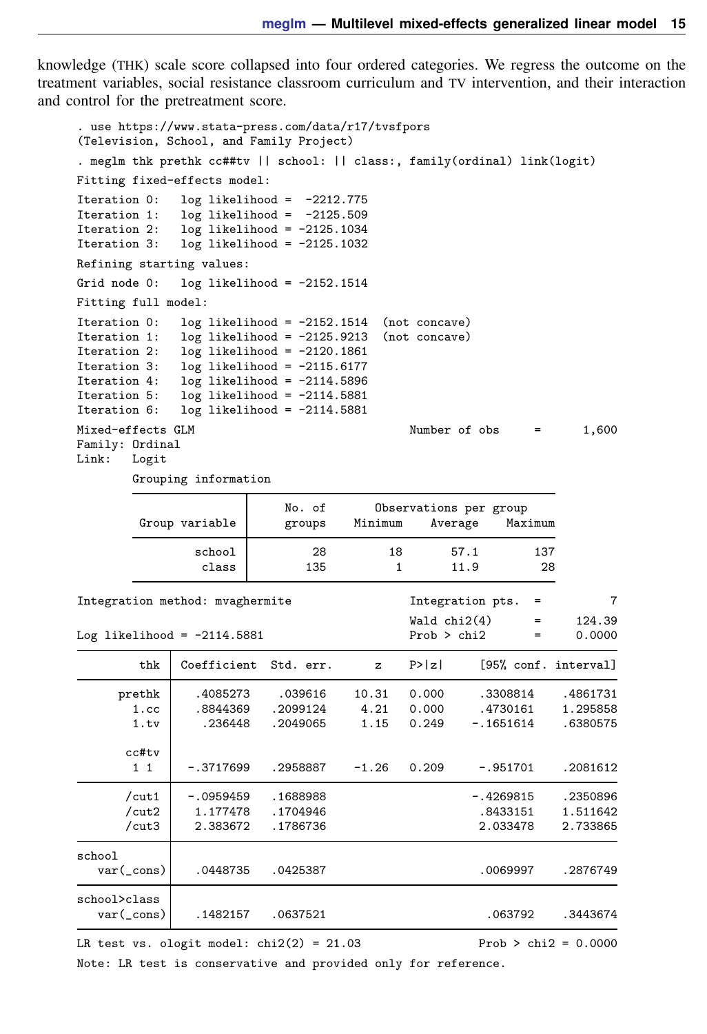knowledge (THK) scale score collapsed into four ordered categories. We regress the outcome on the treatment variables, social resistance classroom curriculum and TV intervention, and their interaction and control for the pretreatment score.

```
. use https://www.stata-press.com/data/r17/tvsfpors
(Television, School, and Family Project)

. meglm thk prethk cc##tv || school: || class:, family(ordinal) link(logit)
Fitting fixed-effects model:
Iteration 0:   log likelihood =  -2212.775
Iteration 1:   log likelihood =  -2125.509
Iteration 2:   log likelihood = -2125.1034
Iteration 3:   log likelihood = -2125.1032
Refining starting values:
Grid node 0:   log likelihood = -2152.1514
Fitting full model:
Iteration 0:   log likelihood = -2152.1514  (not concave)
Iteration 1:   log likelihood = -2125.9213  (not concave)
Iteration 2:   log likelihood = -2120.1861
Iteration 3:   log likelihood = -2115.6177
Iteration 4:   log likelihood = -2114.5896
Iteration 5:   log likelihood = -2114.5881
Iteration 6:   log likelihood = -2114.5881
Mixed-effects GLM                               Number of obs     =      1,600
Family: Ordinal
Link:   Logit

        Grouping information
        -------------------------------------------------------------
                        |   No. of       Observations per group
         Group variable |   groups    Minimum    Average    Maximum
        ----------------+--------------------------------------------
                 school |       28         18       57.1        137
                  class |      135          1       11.9         28
        -------------------------------------------------------------

Integration method: mvaghermite                 Integration pts.  =          7

                                                Wald chi2(4)      =     124.39
Log likelihood = -2114.5881                     Prob > chi2       =     0.0000
------------------------------------------------------------------------------
         thk | Coefficient  Std. err.      z    P>|z|     [95% conf. interval]
-------------+----------------------------------------------------------------
      prethk |   .4085273    .039616    10.31   0.000     .3308814    .4861731
        1.cc |   .8844369   .2099124     4.21   0.000     .4730161    1.295858
        1.tv |    .236448   .2049065     1.15   0.249    -.1651614    .6380575
             |
       cc#tv |
        1 1  |  -.3717699   .2958887    -1.26   0.209     -.951701    .2081612
-------------+----------------------------------------------------------------
       /cut1 |  -.0959459   .1688988                     -.4269815    .2350896
       /cut2 |   1.177478   .1704946                      .8433151    1.511642
       /cut3 |   2.383672   .1786736                      2.033478    2.733865
-------------+----------------------------------------------------------------
school       |
   var(_cons)|   .0448735   .0425387                      .0069997    .2876749
-------------+----------------------------------------------------------------
school>class |
   var(_cons)|   .1482157   .0637521                       .063792    .3443674
------------------------------------------------------------------------------
LR test vs. ologit model: chi2(2) = 21.03                 Prob > chi2 = 0.0000
Note: LR test is conservative and provided only for reference.
```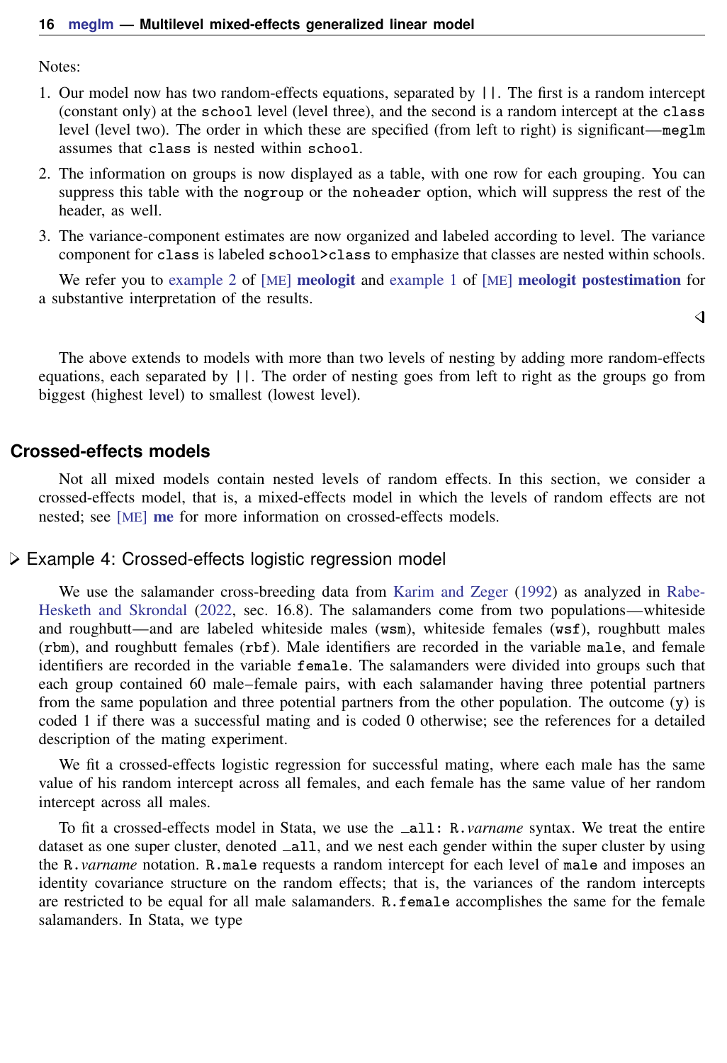Notes:

1. Our model now has two random-effects equations, separated by `||`. The first is a random intercept (constant only) at the `school` level (level three), and the second is a random intercept at the `class` level (level two). The order in which these are specified (from left to right) is significant—`meglm` assumes that `class` is nested within `school`.
2. The information on groups is now displayed as a table, with one row for each grouping. You can suppress this table with the `nogroup` or the `noheader` option, which will suppress the rest of the header, as well.
3. The variance-component estimates are now organized and labeled according to level. The variance component for `class` is labeled `school>class` to emphasize that classes are nested within schools.

We refer you to example 2 of [ME] **meologit** and example 1 of [ME] **meologit postestimation** for a substantive interpretation of the results.

◁

The above extends to models with more than two levels of nesting by adding more random-effects equations, each separated by `||`. The order of nesting goes from left to right as the groups go from biggest (highest level) to smallest (lowest level).

## Crossed-effects models

Not all mixed models contain nested levels of random effects. In this section, we consider a crossed-effects model, that is, a mixed-effects model in which the levels of random effects are not nested; see [ME] **me** for more information on crossed-effects models.

### ▷ Example 4: Crossed-effects logistic regression model

We use the salamander cross-breeding data from Karim and Zeger (1992) as analyzed in Rabe-Hesketh and Skrondal (2022, sec. 16.8). The salamanders come from two populations—whiteside and roughbutt—and are labeled whiteside males (`wsm`), whiteside females (`wsf`), roughbutt males (`rbm`), and roughbutt females (`rbf`). Male identifiers are recorded in the variable `male`, and female identifiers are recorded in the variable `female`. The salamanders were divided into groups such that each group contained 60 male–female pairs, with each salamander having three potential partners from the same population and three potential partners from the other population. The outcome (`y`) is coded 1 if there was a successful mating and is coded 0 otherwise; see the references for a detailed description of the mating experiment.

We fit a crossed-effects logistic regression for successful mating, where each male has the same value of his random intercept across all females, and each female has the same value of her random intercept across all males.

To fit a crossed-effects model in Stata, we use the `_all: R.`*varname* syntax. We treat the entire dataset as one super cluster, denoted `_all`, and we nest each gender within the super cluster by using the `R.`*varname* notation. `R.male` requests a random intercept for each level of `male` and imposes an identity covariance structure on the random effects; that is, the variances of the random intercepts are restricted to be equal for all male salamanders. `R.female` accomplishes the same for the female salamanders. In Stata, we type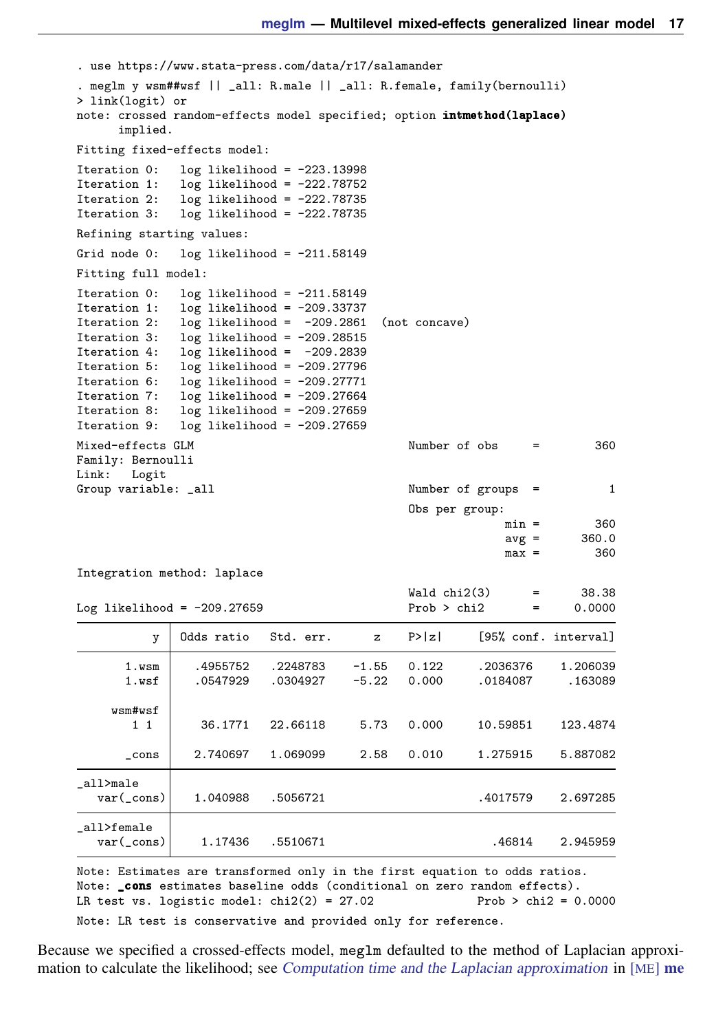```
. use https://www.stata-press.com/data/r17/salamander
. meglm y wsm##wsf || _all: R.male || _all: R.female, family(bernoulli)
> link(logit) or
note: crossed random-effects model specified; option intmethod(laplace)
      implied.
Fitting fixed-effects model:
Iteration 0:   log likelihood = -223.13998
Iteration 1:   log likelihood = -222.78752
Iteration 2:   log likelihood = -222.78735
Iteration 3:   log likelihood = -222.78735
Refining starting values:
Grid node 0:   log likelihood = -211.58149
Fitting full model:
Iteration 0:   log likelihood = -211.58149
Iteration 1:   log likelihood = -209.33737
Iteration 2:   log likelihood =  -209.2861  (not concave)
Iteration 3:   log likelihood = -209.28515
Iteration 4:   log likelihood =  -209.2839
Iteration 5:   log likelihood = -209.27796
Iteration 6:   log likelihood = -209.27771
Iteration 7:   log likelihood = -209.27664
Iteration 8:   log likelihood = -209.27659
Iteration 9:   log likelihood = -209.27659
Mixed-effects GLM                               Number of obs     =        360
Family: Bernoulli
Link:   Logit
Group variable: _all                            Number of groups  =          1
                                                Obs per group:
                                                              min =        360
                                                              avg =      360.0
                                                              max =        360
Integration method: laplace
                                                Wald chi2(3)      =      38.38
Log likelihood = -209.27659                     Prob > chi2       =     0.0000

------------------------------------------------------------------------------
           y | Odds ratio   Std. err.      z    P>|z|     [95% conf. interval]
-------------+----------------------------------------------------------------
       1.wsm |   .4955752   .2248783    -1.55   0.122     .2036376    1.206039
       1.wsf |   .0547929   .0304927    -5.22   0.000     .0184087     .163089
             |
     wsm#wsf |
        1 1  |    36.1771   22.66118     5.73   0.000     10.59851    123.4874
             |
       _cons |   2.740697   1.069099     2.58   0.010     1.275915    5.887082
-------------+----------------------------------------------------------------
_all>male    |
   var(_cons)|   1.040988   .5056721                      .4017579    2.697285
-------------+----------------------------------------------------------------
_all>female  |
   var(_cons)|    1.17436   .5510671                        .46814    2.945959
------------------------------------------------------------------------------
Note: Estimates are transformed only in the first equation to odds ratios.
Note: _cons estimates baseline odds (conditional on zero random effects).
LR test vs. logistic model: chi2(2) = 27.02               Prob > chi2 = 0.0000
Note: LR test is conservative and provided only for reference.
```

Because we specified a crossed-effects model, meglm defaulted to the method of Laplacian approximation to calculate the likelihood; see *Computation time and the Laplacian approximation* in [ME] **me**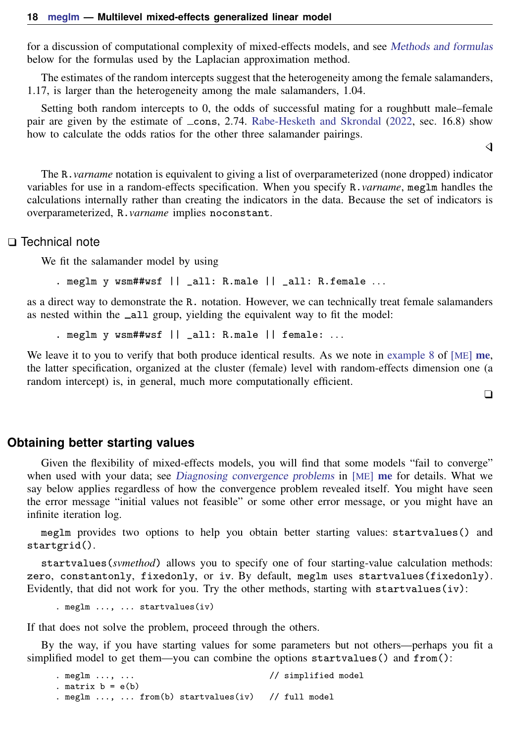for a discussion of computational complexity of mixed-effects models, and see *Methods and formulas* below for the formulas used by the Laplacian approximation method.

The estimates of the random intercepts suggest that the heterogeneity among the female salamanders, 1.17, is larger than the heterogeneity among the male salamanders, 1.04.

Setting both random intercepts to 0, the odds of successful mating for a roughbutt male–female pair are given by the estimate of `_cons`, 2.74. Rabe-Hesketh and Skrondal (2022, sec. 16.8) show how to calculate the odds ratios for the other three salamander pairings.

◁

The `R.`*varname* notation is equivalent to giving a list of overparameterized (none dropped) indicator variables for use in a random-effects specification. When you specify `R.`*varname*, `meglm` handles the calculations internally rather than creating the indicators in the data. Because the set of indicators is overparameterized, `R.`*varname* implies `noconstant`.

### ❑ Technical note

We fit the salamander model by using

```
. meglm y wsm##wsf || _all: R.male || _all: R.female ...
```

as a direct way to demonstrate the `R.` notation. However, we can technically treat female salamanders as nested within the `_all` group, yielding the equivalent way to fit the model:

```
. meglm y wsm##wsf || _all: R.male || female: ...
```

We leave it to you to verify that both produce identical results. As we note in example 8 of [ME] **me**, the latter specification, organized at the cluster (female) level with random-effects dimension one (a random intercept) is, in general, much more computationally efficient.

❑

## Obtaining better starting values

Given the flexibility of mixed-effects models, you will find that some models “fail to converge” when used with your data; see *Diagnosing convergence problems* in [ME] **me** for details. What we say below applies regardless of how the convergence problem revealed itself. You might have seen the error message “initial values not feasible” or some other error message, or you might have an infinite iteration log.

`meglm` provides two options to help you obtain better starting values: `startvalues()` and `startgrid()`.

`startvalues(`*svmethod*`)` allows you to specify one of four starting-value calculation methods: `zero`, `constantonly`, `fixedonly`, or `iv`. By default, `meglm` uses `startvalues(fixedonly)`. Evidently, that did not work for you. Try the other methods, starting with `startvalues(iv)`:

```
. meglm ..., ... startvalues(iv)
```

If that does not solve the problem, proceed through the others.

By the way, if you have starting values for some parameters but not others—perhaps you fit a simplified model to get them—you can combine the options `startvalues()` and `from()`:

```
. meglm ..., ...                          // simplified model
. matrix b = e(b)
. meglm ..., ... from(b) startvalues(iv)   // full model
```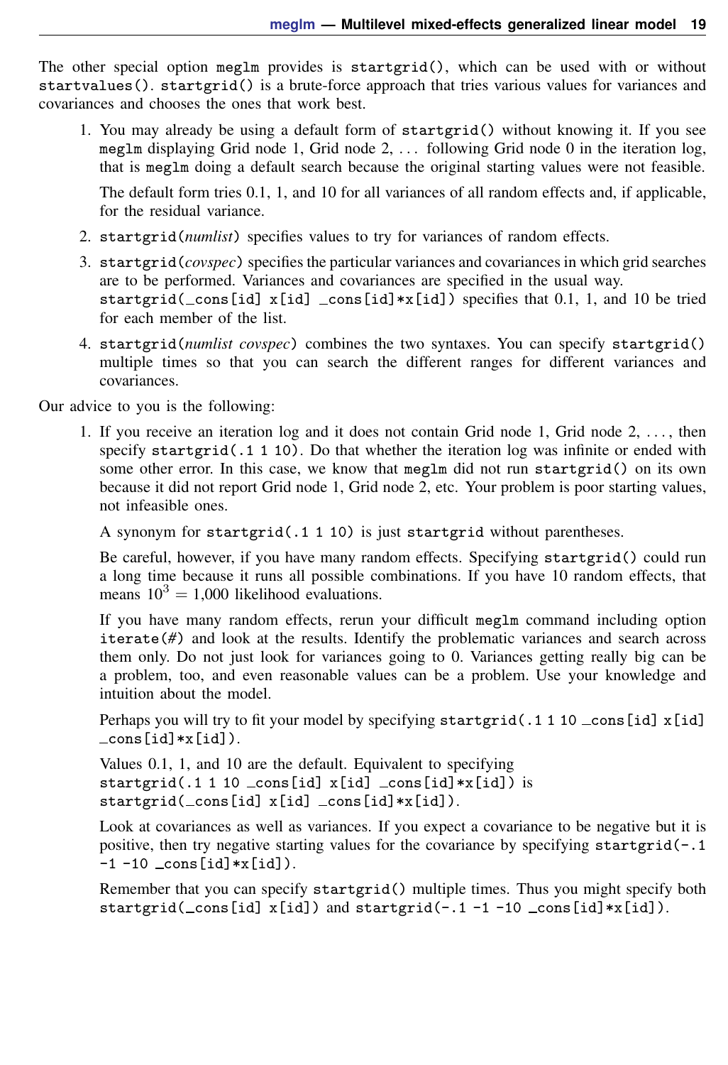The other special option `meglm` provides is `startgrid()`, which can be used with or without `startvalues()`. `startgrid()` is a brute-force approach that tries various values for variances and covariances and chooses the ones that work best.

1. You may already be using a default form of `startgrid()` without knowing it. If you see `meglm` displaying Grid node 1, Grid node 2, ... following Grid node 0 in the iteration log, that is `meglm` doing a default search because the original starting values were not feasible.

   The default form tries 0.1, 1, and 10 for all variances of all random effects and, if applicable, for the residual variance.

2. `startgrid(`*numlist*`)` specifies values to try for variances of random effects.

3. `startgrid(`*covspec*`)` specifies the particular variances and covariances in which grid searches are to be performed. Variances and covariances are specified in the usual way. `startgrid(_cons[id] x[id] _cons[id]*x[id])` specifies that 0.1, 1, and 10 be tried for each member of the list.

4. `startgrid(`*numlist covspec*`)` combines the two syntaxes. You can specify `startgrid()` multiple times so that you can search the different ranges for different variances and covariances.

Our advice to you is the following:

1. If you receive an iteration log and it does not contain Grid node 1, Grid node 2, ..., then specify `startgrid(.1 1 10)`. Do that whether the iteration log was infinite or ended with some other error. In this case, we know that `meglm` did not run `startgrid()` on its own because it did not report Grid node 1, Grid node 2, etc. Your problem is poor starting values, not infeasible ones.

   A synonym for `startgrid(.1 1 10)` is just `startgrid` without parentheses.

   Be careful, however, if you have many random effects. Specifying `startgrid()` could run a long time because it runs all possible combinations. If you have 10 random effects, that means $10^3 = 1{,}000$ likelihood evaluations.

   If you have many random effects, rerun your difficult `meglm` command including option `iterate(`*#*`)` and look at the results. Identify the problematic variances and search across them only. Do not just look for variances going to 0. Variances getting really big can be a problem, too, and even reasonable values can be a problem. Use your knowledge and intuition about the model.

   Perhaps you will try to fit your model by specifying `startgrid(.1 1 10 _cons[id] x[id] _cons[id]*x[id])`.

   Values 0.1, 1, and 10 are the default. Equivalent to specifying
   `startgrid(.1 1 10 _cons[id] x[id] _cons[id]*x[id])` is
   `startgrid(_cons[id] x[id] _cons[id]*x[id])`.

   Look at covariances as well as variances. If you expect a covariance to be negative but it is positive, then try negative starting values for the covariance by specifying `startgrid(-.1 -1 -10 _cons[id]*x[id])`.

   Remember that you can specify `startgrid()` multiple times. Thus you might specify both `startgrid(_cons[id] x[id])` and `startgrid(-.1 -1 -10 _cons[id]*x[id])`.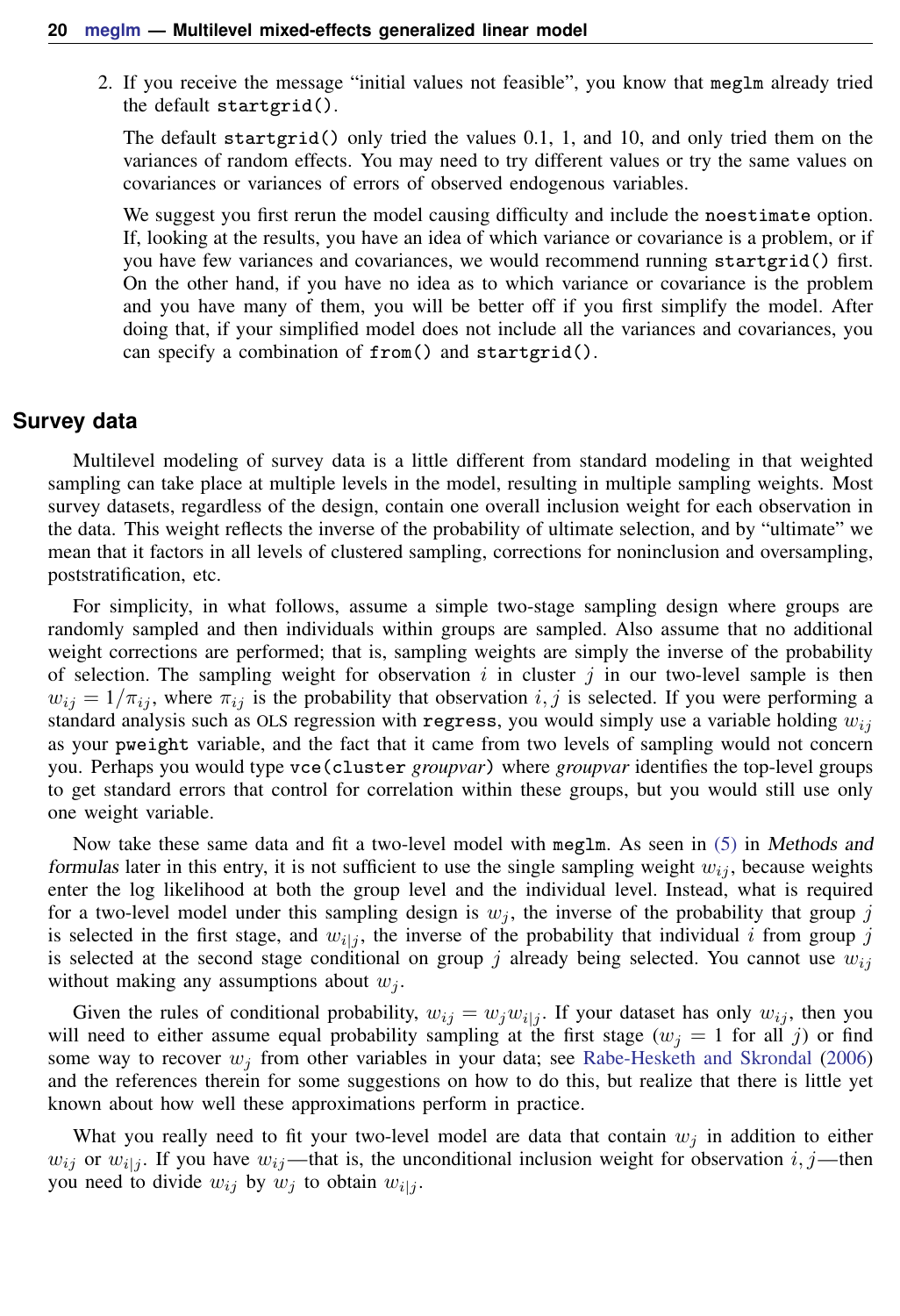2. If you receive the message "initial values not feasible", you know that `meglm` already tried the default `startgrid()`.

   The default `startgrid()` only tried the values 0.1, 1, and 10, and only tried them on the variances of random effects. You may need to try different values or try the same values on covariances or variances of errors of observed endogenous variables.

   We suggest you first rerun the model causing difficulty and include the `noestimate` option. If, looking at the results, you have an idea of which variance or covariance is a problem, or if you have few variances and covariances, we would recommend running `startgrid()` first. On the other hand, if you have no idea as to which variance or covariance is the problem and you have many of them, you will be better off if you first simplify the model. After doing that, if your simplified model does not include all the variances and covariances, you can specify a combination of `from()` and `startgrid()`.

## Survey data

Multilevel modeling of survey data is a little different from standard modeling in that weighted sampling can take place at multiple levels in the model, resulting in multiple sampling weights. Most survey datasets, regardless of the design, contain one overall inclusion weight for each observation in the data. This weight reflects the inverse of the probability of ultimate selection, and by "ultimate" we mean that it factors in all levels of clustered sampling, corrections for noninclusion and oversampling, poststratification, etc.

For simplicity, in what follows, assume a simple two-stage sampling design where groups are randomly sampled and then individuals within groups are sampled. Also assume that no additional weight corrections are performed; that is, sampling weights are simply the inverse of the probability of selection. The sampling weight for observation $i$ in cluster $j$ in our two-level sample is then $w_{ij} = 1/\pi_{ij}$, where $\pi_{ij}$ is the probability that observation $i, j$ is selected. If you were performing a standard analysis such as OLS regression with `regress`, you would simply use a variable holding $w_{ij}$ as your `pweight` variable, and the fact that it came from two levels of sampling would not concern you. Perhaps you would type `vce(cluster` *groupvar*`)` where *groupvar* identifies the top-level groups to get standard errors that control for correlation within these groups, but you would still use only one weight variable.

Now take these same data and fit a two-level model with `meglm`. As seen in (5) in *Methods and formulas* later in this entry, it is not sufficient to use the single sampling weight $w_{ij}$, because weights enter the log likelihood at both the group level and the individual level. Instead, what is required for a two-level model under this sampling design is $w_j$, the inverse of the probability that group $j$ is selected in the first stage, and $w_{i|j}$, the inverse of the probability that individual $i$ from group $j$ is selected at the second stage conditional on group $j$ already being selected. You cannot use $w_{ij}$ without making any assumptions about $w_j$.

Given the rules of conditional probability, $w_{ij} = w_j w_{i|j}$. If your dataset has only $w_{ij}$, then you will need to either assume equal probability sampling at the first stage ($w_j = 1$ for all $j$) or find some way to recover $w_j$ from other variables in your data; see Rabe-Hesketh and Skrondal (2006) and the references therein for some suggestions on how to do this, but realize that there is little yet known about how well these approximations perform in practice.

What you really need to fit your two-level model are data that contain $w_j$ in addition to either $w_{ij}$ or $w_{i|j}$. If you have $w_{ij}$—that is, the unconditional inclusion weight for observation $i, j$—then you need to divide $w_{ij}$ by $w_j$ to obtain $w_{i|j}$.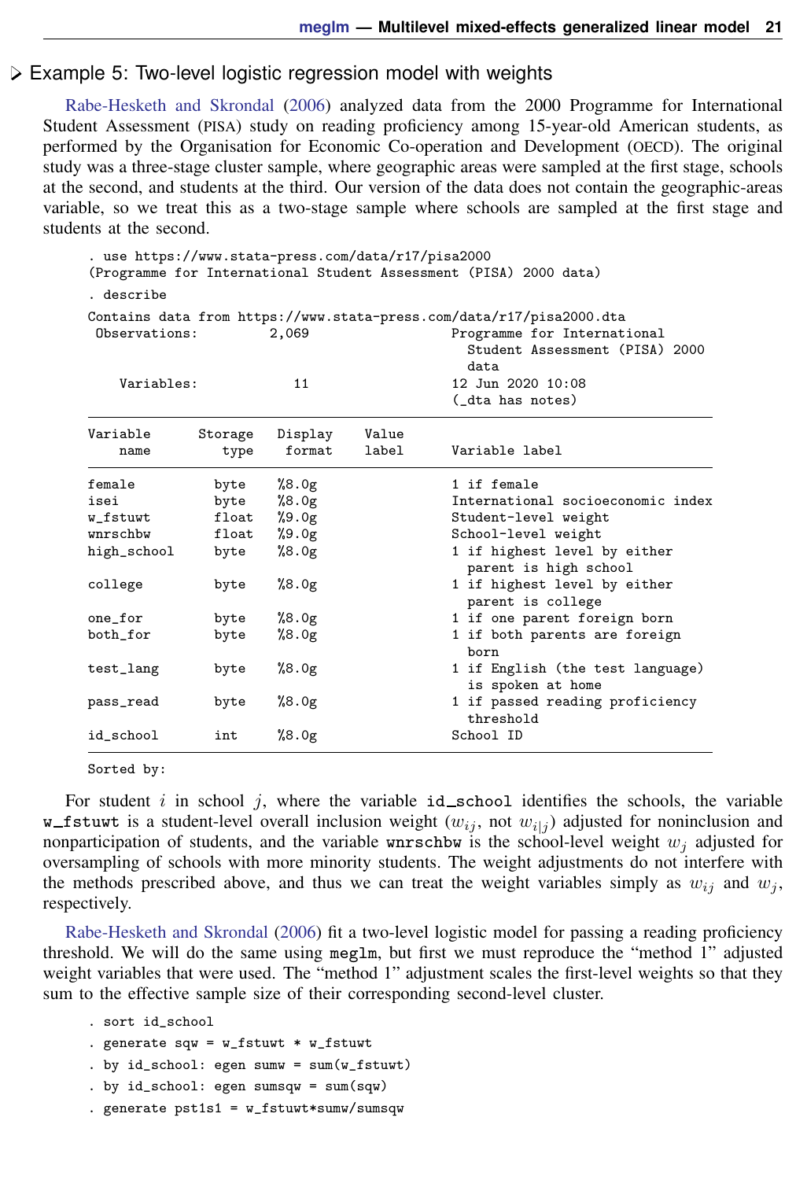### Example 5: Two-level logistic regression model with weights

Rabe-Hesketh and Skrondal (2006) analyzed data from the 2000 Programme for International Student Assessment (PISA) study on reading proficiency among 15-year-old American students, as performed by the Organisation for Economic Co-operation and Development (OECD). The original study was a three-stage cluster sample, where geographic areas were sampled at the first stage, schools at the second, and students at the third. Our version of the data does not contain the geographic-areas variable, so we treat this as a two-stage sample where schools are sampled at the first stage and students at the second.

```
. use https://www.stata-press.com/data/r17/pisa2000
(Programme for International Student Assessment (PISA) 2000 data)
. describe

Contains data from https://www.stata-press.com/data/r17/pisa2000.dta
 Observations:         2,069                  Programme for International
                                                Student Assessment (PISA) 2000
                                                data
    Variables:            11                  12 Jun 2020 10:08
                                              (_dta has notes)

Variable      Storage   Display    Value
    name         type    format    label      Variable label

female        byte      %8.0g                 1 if female
isei          byte      %8.0g                 International socioeconomic index
w_fstuwt      float     %9.0g                 Student-level weight
wnrschbw      float     %9.0g                 School-level weight
high_school   byte      %8.0g                 1 if highest level by either
                                                parent is high school
college       byte      %8.0g                 1 if highest level by either
                                                parent is college
one_for       byte      %8.0g                 1 if one parent foreign born
both_for      byte      %8.0g                 1 if both parents are foreign
                                                born
test_lang     byte      %8.0g                 1 if English (the test language)
                                                is spoken at home
pass_read     byte      %8.0g                 1 if passed reading proficiency
                                                threshold
id_school     int       %8.0g                 School ID

Sorted by:
```

For student $i$ in school $j$, where the variable `id_school` identifies the schools, the variable `w_fstuwt` is a student-level overall inclusion weight ($w_{ij}$, not $w_{i|j}$) adjusted for noninclusion and nonparticipation of students, and the variable `wnrschbw` is the school-level weight $w_j$ adjusted for oversampling of schools with more minority students. The weight adjustments do not interfere with the methods prescribed above, and thus we can treat the weight variables simply as $w_{ij}$ and $w_j$, respectively.

Rabe-Hesketh and Skrondal (2006) fit a two-level logistic model for passing a reading proficiency threshold. We will do the same using `meglm`, but first we must reproduce the "method 1" adjusted weight variables that were used. The "method 1" adjustment scales the first-level weights so that they sum to the effective sample size of their corresponding second-level cluster.

```
. sort id_school
. generate sqw = w_fstuwt * w_fstuwt
. by id_school: egen sumw = sum(w_fstuwt)
. by id_school: egen sumsqw = sum(sqw)
. generate pst1s1 = w_fstuwt*sumw/sumsqw
```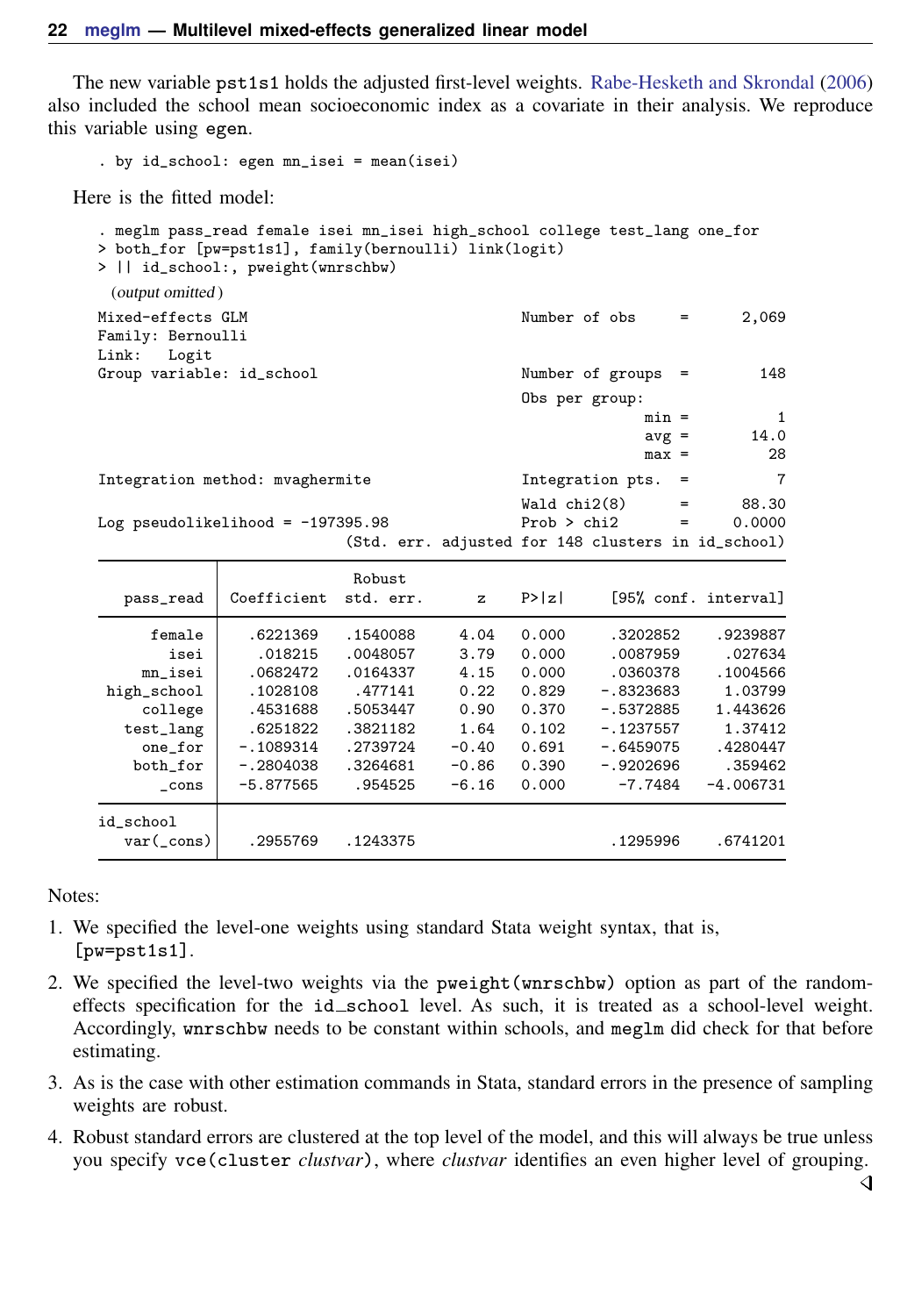The new variable pst1s1 holds the adjusted first-level weights. Rabe-Hesketh and Skrondal (2006) also included the school mean socioeconomic index as a covariate in their analysis. We reproduce this variable using egen.

```
. by id_school: egen mn_isei = mean(isei)
```

Here is the fitted model:

```
. meglm pass_read female isei mn_isei high_school college test_lang one_for
> both_for [pw=pst1s1], family(bernoulli) link(logit)
> || id_school:, pweight(wnrschbw)
  (output omitted )
Mixed-effects GLM                               Number of obs     =      2,069
Family: Bernoulli
Link:   Logit
Group variable: id_school                       Number of groups  =        148

                                                Obs per group:
                                                              min =          1
                                                              avg =       14.0
                                                              max =         28

Integration method: mvaghermite                 Integration pts.  =          7

                                                Wald chi2(8)      =      88.30
Log pseudolikelihood = -197395.98               Prob > chi2       =     0.0000
                             (Std. err. adjusted for 148 clusters in id_school)

------------------------------------------------------------------------------
             |               Robust
   pass_read | Coefficient  std. err.      z    P>|z|     [95% conf. interval]
-------------+----------------------------------------------------------------
      female |   .6221369   .1540088     4.04   0.000     .3202852    .9239887
        isei |    .018215   .0048057     3.79   0.000     .0087959     .027634
     mn_isei |   .0682472   .0164337     4.15   0.000     .0360378    .1004566
 high_school |   .1028108    .477141     0.22   0.829    -.8323683     1.03799
     college |   .4531688   .5053447     0.90   0.370    -.5372885    1.443626
   test_lang |   .6251822   .3821182     1.64   0.102    -.1237557     1.37412
     one_for |  -.1089314   .2739724    -0.40   0.691    -.6459075    .4280447
    both_for |  -.2804038   .3264681    -0.86   0.390    -.9202696     .359462
       _cons |  -5.877565    .954525    -6.16   0.000      -7.7484   -4.006731
-------------+----------------------------------------------------------------
id_school    |
   var(_cons)|   .2955769   .1243375                      .1295996    .6741201
------------------------------------------------------------------------------
```

Notes:

1. We specified the level-one weights using standard Stata weight syntax, that is, [pw=pst1s1].
2. We specified the level-two weights via the pweight(wnrschbw) option as part of the random-effects specification for the id_school level. As such, it is treated as a school-level weight. Accordingly, wnrschbw needs to be constant within schools, and meglm did check for that before estimating.
3. As is the case with other estimation commands in Stata, standard errors in the presence of sampling weights are robust.
4. Robust standard errors are clustered at the top level of the model, and this will always be true unless you specify vce(cluster *clustvar*), where *clustvar* identifies an even higher level of grouping.

◁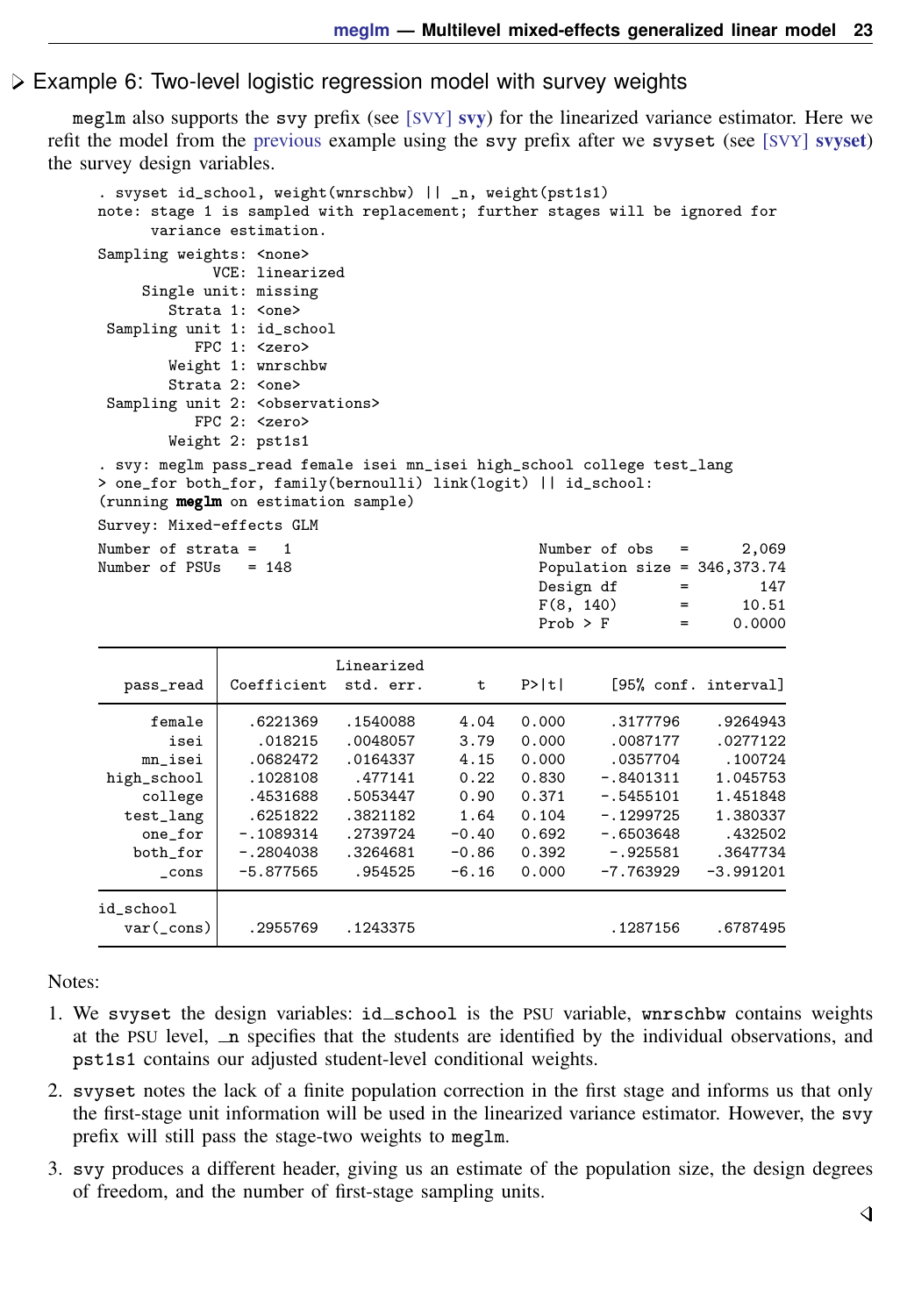### ▷ Example 6: Two-level logistic regression model with survey weights

meglm also supports the svy prefix (see [SVY] **svy**) for the linearized variance estimator. Here we refit the model from the previous example using the svy prefix after we svyset (see [SVY] **svyset**) the survey design variables.

```
. svyset id_school, weight(wnrschbw) || _n, weight(pst1s1)
note: stage 1 is sampled with replacement; further stages will be ignored for
      variance estimation.

Sampling weights: <none>
             VCE: linearized
     Single unit: missing
        Strata 1: <one>
 Sampling unit 1: id_school
           FPC 1: <zero>
        Weight 1: wnrschbw
        Strata 2: <one>
 Sampling unit 2: <observations>
           FPC 2: <zero>
        Weight 2: pst1s1
. svy: meglm pass_read female isei mn_isei high_school college test_lang
> one_for both_for, family(bernoulli) link(logit) || id_school:
(running meglm on estimation sample)

Survey: Mixed-effects GLM

Number of strata =   1                          Number of obs   =      2,069
Number of PSUs   = 148                          Population size = 346,373.74
                                                Design df       =        147
                                                F(8, 140)       =      10.51
                                                Prob > F        =     0.0000

------------------------------------------------------------------------------
             |             Linearized
   pass_read | Coefficient  std. err.      t    P>|t|     [95% conf. interval]
-------------+----------------------------------------------------------------
      female |   .6221369   .1540088     4.04   0.000     .3177796    .9264943
        isei |    .018215   .0048057     3.79   0.000     .0087177    .0277122
     mn_isei |   .0682472   .0164337     4.15   0.000     .0357704     .100724
 high_school |   .1028108    .477141     0.22   0.830    -.8401311    1.045753
     college |   .4531688   .5053447     0.90   0.371    -.5455101    1.451848
   test_lang |   .6251822   .3821182     1.64   0.104    -.1299725    1.380337
     one_for |  -.1089314   .2739724    -0.40   0.692    -.6503648     .432502
    both_for |  -.2804038   .3264681    -0.86   0.392     -.925581    .3647734
       _cons |  -5.877565    .954525    -6.16   0.000    -7.763929   -3.991201
-------------+----------------------------------------------------------------
id_school    |
   var(_cons)|   .2955769   .1243375                      .1287156    .6787495
------------------------------------------------------------------------------
```

Notes:

1. We svyset the design variables: id_school is the PSU variable, wnrschbw contains weights at the PSU level, _n specifies that the students are identified by the individual observations, and pst1s1 contains our adjusted student-level conditional weights.
2. svyset notes the lack of a finite population correction in the first stage and informs us that only the first-stage unit information will be used in the linearized variance estimator. However, the svy prefix will still pass the stage-two weights to meglm.
3. svy produces a different header, giving us an estimate of the population size, the design degrees of freedom, and the number of first-stage sampling units.

◁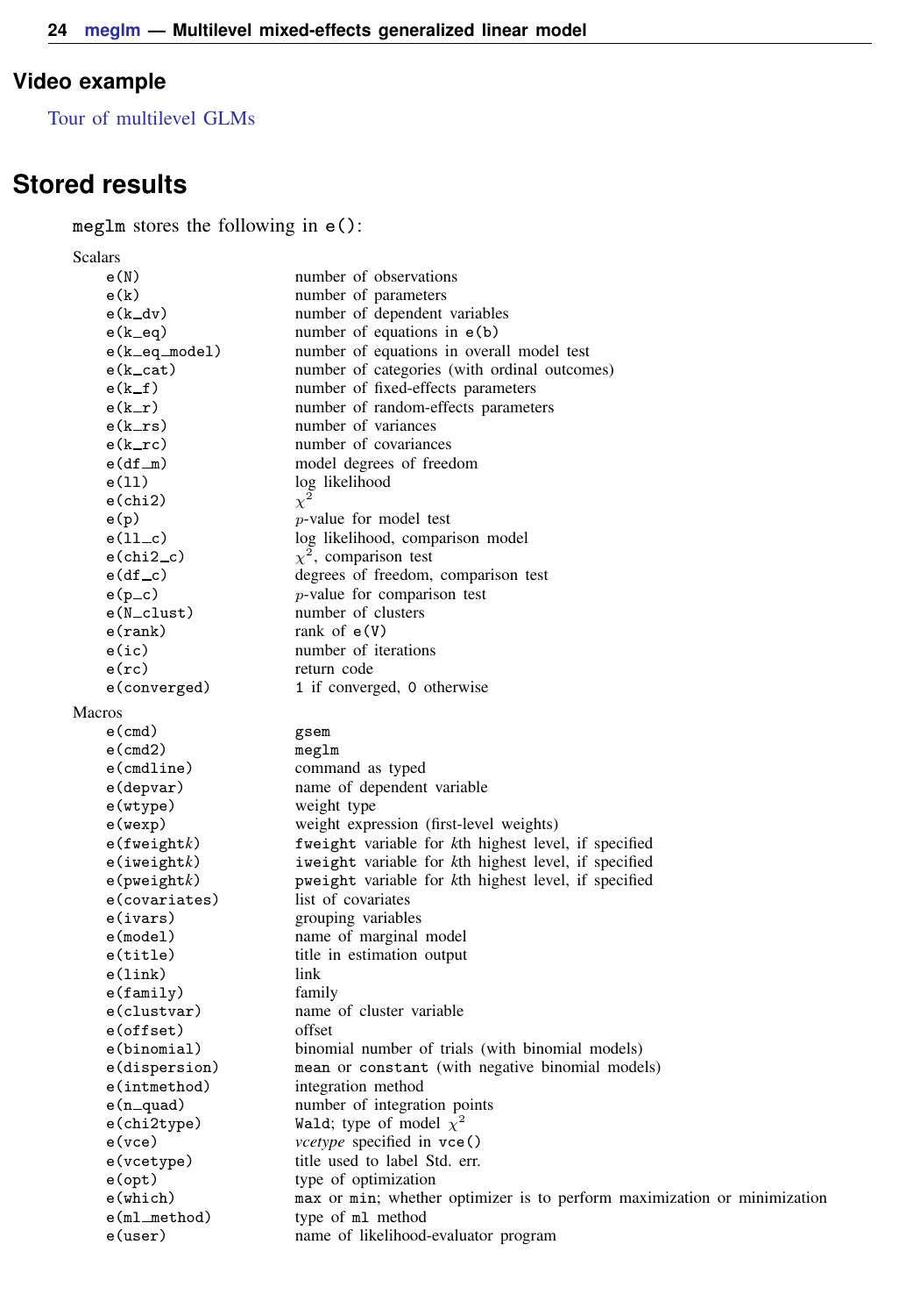## Video example

Tour of multilevel GLMs

## Stored results

meglm stores the following in e():

Scalars

| | |
|---|---|
| e(N) | number of observations |
| e(k) | number of parameters |
| e(k_dv) | number of dependent variables |
| e(k_eq) | number of equations in e(b) |
| e(k_eq_model) | number of equations in overall model test |
| e(k_cat) | number of categories (with ordinal outcomes) |
| e(k_f) | number of fixed-effects parameters |
| e(k_r) | number of random-effects parameters |
| e(k_rs) | number of variances |
| e(k_rc) | number of covariances |
| e(df_m) | model degrees of freedom |
| e(ll) | log likelihood |
| e(chi2) | $\chi^2$ |
| e(p) | $p$-value for model test |
| e(ll_c) | log likelihood, comparison model |
| e(chi2_c) | $\chi^2$, comparison test |
| e(df_c) | degrees of freedom, comparison test |
| e(p_c) | $p$-value for comparison test |
| e(N_clust) | number of clusters |
| e(rank) | rank of e(V) |
| e(ic) | number of iterations |
| e(rc) | return code |
| e(converged) | 1 if converged, 0 otherwise |

Macros

| | |
|---|---|
| e(cmd) | gsem |
| e(cmd2) | meglm |
| e(cmdline) | command as typed |
| e(depvar) | name of dependent variable |
| e(wtype) | weight type |
| e(wexp) | weight expression (first-level weights) |
| e(fweight*k*) | fweight variable for *k*th highest level, if specified |
| e(iweight*k*) | iweight variable for *k*th highest level, if specified |
| e(pweight*k*) | pweight variable for *k*th highest level, if specified |
| e(covariates) | list of covariates |
| e(ivars) | grouping variables |
| e(model) | name of marginal model |
| e(title) | title in estimation output |
| e(link) | link |
| e(family) | family |
| e(clustvar) | name of cluster variable |
| e(offset) | offset |
| e(binomial) | binomial number of trials (with binomial models) |
| e(dispersion) | mean or constant (with negative binomial models) |
| e(intmethod) | integration method |
| e(n_quad) | number of integration points |
| e(chi2type) | Wald; type of model $\chi^2$ |
| e(vce) | *vcetype* specified in vce() |
| e(vcetype) | title used to label Std. err. |
| e(opt) | type of optimization |
| e(which) | max or min; whether optimizer is to perform maximization or minimization |
| e(ml_method) | type of ml method |
| e(user) | name of likelihood-evaluator program |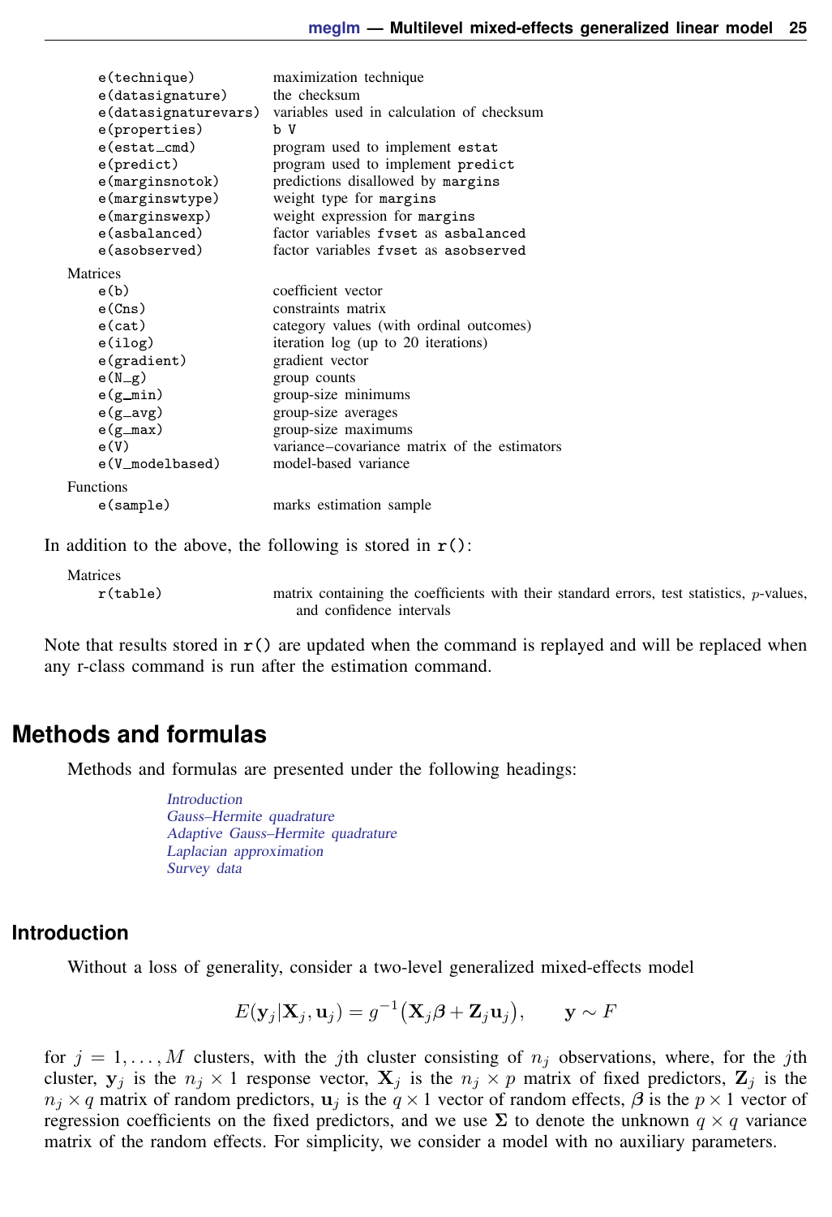| | |
|---|---|
| `e(technique)` | maximization technique |
| `e(datasignature)` | the checksum |
| `e(datasignaturevars)` | variables used in calculation of checksum |
| `e(properties)` | `b V` |
| `e(estat_cmd)` | program used to implement `estat` |
| `e(predict)` | program used to implement `predict` |
| `e(marginsnotok)` | predictions disallowed by `margins` |
| `e(marginswtype)` | weight type for `margins` |
| `e(marginswexp)` | weight expression for `margins` |
| `e(asbalanced)` | factor variables `fvset` as `asbalanced` |
| `e(asobserved)` | factor variables `fvset` as `asobserved` |

Matrices

| | |
|---|---|
| `e(b)` | coefficient vector |
| `e(Cns)` | constraints matrix |
| `e(cat)` | category values (with ordinal outcomes) |
| `e(ilog)` | iteration log (up to 20 iterations) |
| `e(gradient)` | gradient vector |
| `e(N_g)` | group counts |
| `e(g_min)` | group-size minimums |
| `e(g_avg)` | group-size averages |
| `e(g_max)` | group-size maximums |
| `e(V)` | variance–covariance matrix of the estimators |
| `e(V_modelbased)` | model-based variance |

Functions

| | |
|---|---|
| `e(sample)` | marks estimation sample |

In addition to the above, the following is stored in `r()`:

Matrices

| | |
|---|---|
| `r(table)` | matrix containing the coefficients with their standard errors, test statistics, $p$-values, and confidence intervals |

Note that results stored in `r()` are updated when the command is replayed and will be replaced when any r-class command is run after the estimation command.

# Methods and formulas

Methods and formulas are presented under the following headings:

*Introduction*
*Gauss–Hermite quadrature*
*Adaptive Gauss–Hermite quadrature*
*Laplacian approximation*
*Survey data*

## Introduction

Without a loss of generality, consider a two-level generalized mixed-effects model

$$E(\mathbf{y}_j|\mathbf{X}_j, \mathbf{u}_j) = g^{-1}\big(\mathbf{X}_j\boldsymbol{\beta} + \mathbf{Z}_j\mathbf{u}_j\big), \qquad \mathbf{y} \sim F$$

for $j = 1, \ldots, M$ clusters, with the $j$th cluster consisting of $n_j$ observations, where, for the $j$th cluster, $\mathbf{y}_j$ is the $n_j \times 1$ response vector, $\mathbf{X}_j$ is the $n_j \times p$ matrix of fixed predictors, $\mathbf{Z}_j$ is the $n_j \times q$ matrix of random predictors, $\mathbf{u}_j$ is the $q \times 1$ vector of random effects, $\boldsymbol{\beta}$ is the $p \times 1$ vector of regression coefficients on the fixed predictors, and we use $\boldsymbol{\Sigma}$ to denote the unknown $q \times q$ variance matrix of the random effects. For simplicity, we consider a model with no auxiliary parameters.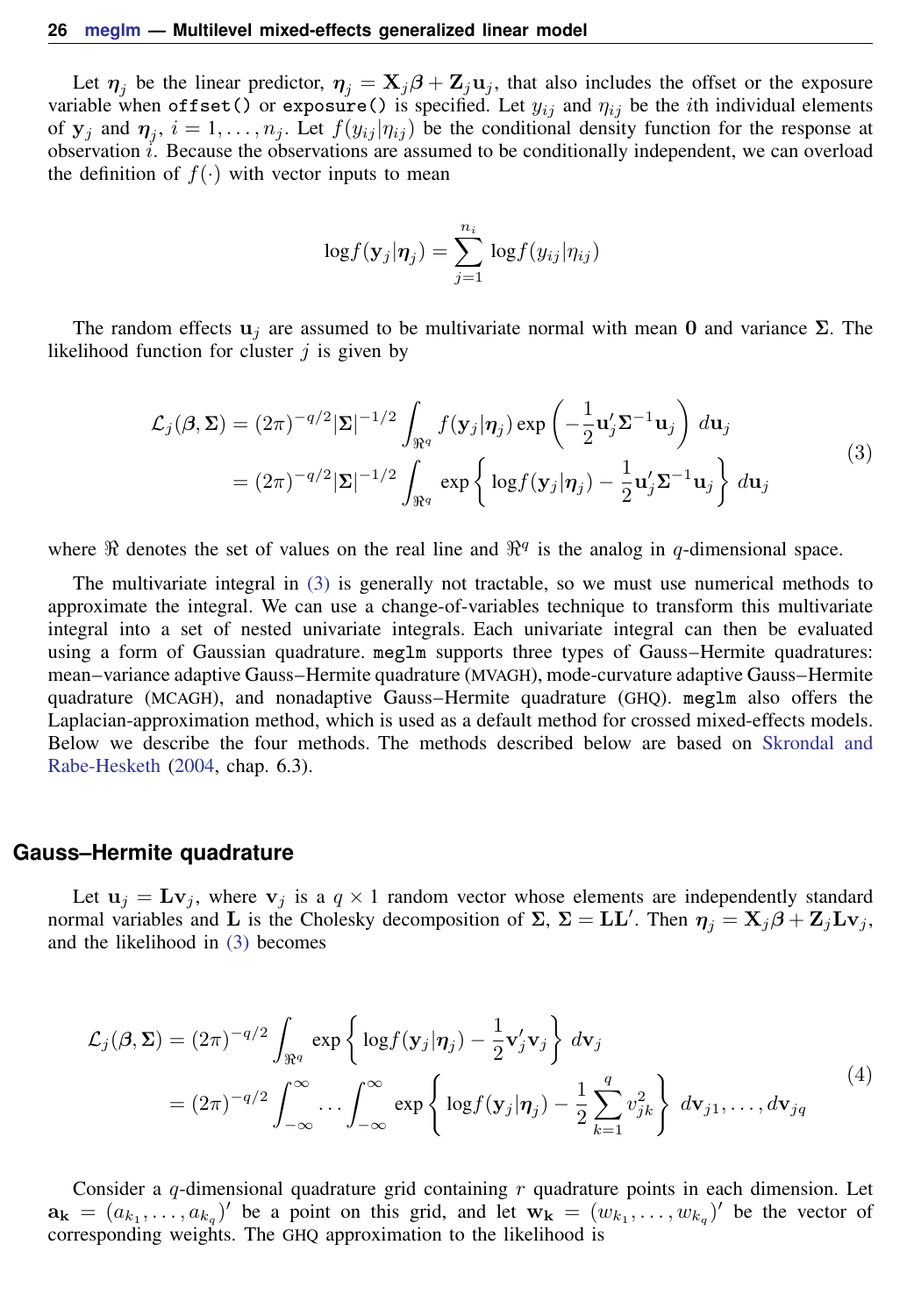Let $\boldsymbol{\eta}_j$ be the linear predictor, $\boldsymbol{\eta}_j = \mathbf{X}_j\boldsymbol{\beta} + \mathbf{Z}_j\mathbf{u}_j$, that also includes the offset or the exposure variable when `offset()` or `exposure()` is specified. Let $y_{ij}$ and $\eta_{ij}$ be the $i$th individual elements of $\mathbf{y}_j$ and $\boldsymbol{\eta}_j$, $i = 1, \ldots, n_j$. Let $f(y_{ij}|\eta_{ij})$ be the conditional density function for the response at observation $i$. Because the observations are assumed to be conditionally independent, we can overload the definition of $f(\cdot)$ with vector inputs to mean

$$\log f(\mathbf{y}_j|\boldsymbol{\eta}_j) = \sum_{j=1}^{n_i} \log f(y_{ij}|\eta_{ij})$$

The random effects $\mathbf{u}_j$ are assumed to be multivariate normal with mean $\mathbf{0}$ and variance $\boldsymbol{\Sigma}$. The likelihood function for cluster $j$ is given by

$$\begin{aligned}
\mathcal{L}_j(\boldsymbol{\beta}, \boldsymbol{\Sigma}) &= (2\pi)^{-q/2}|\boldsymbol{\Sigma}|^{-1/2} \int_{\Re^q} f(\mathbf{y}_j|\boldsymbol{\eta}_j) \exp\left(-\frac{1}{2}\mathbf{u}_j'\boldsymbol{\Sigma}^{-1}\mathbf{u}_j\right) d\mathbf{u}_j \\
&= (2\pi)^{-q/2}|\boldsymbol{\Sigma}|^{-1/2} \int_{\Re^q} \exp\left\{ \log f(\mathbf{y}_j|\boldsymbol{\eta}_j) - \frac{1}{2}\mathbf{u}_j'\boldsymbol{\Sigma}^{-1}\mathbf{u}_j \right\} d\mathbf{u}_j
\end{aligned} \tag{3}$$

where $\Re$ denotes the set of values on the real line and $\Re^q$ is the analog in $q$-dimensional space.

The multivariate integral in (3) is generally not tractable, so we must use numerical methods to approximate the integral. We can use a change-of-variables technique to transform this multivariate integral into a set of nested univariate integrals. Each univariate integral can then be evaluated using a form of Gaussian quadrature. `meglm` supports three types of Gauss–Hermite quadratures: mean–variance adaptive Gauss–Hermite quadrature (MVAGH), mode-curvature adaptive Gauss–Hermite quadrature (MCAGH), and nonadaptive Gauss–Hermite quadrature (GHQ). `meglm` also offers the Laplacian-approximation method, which is used as a default method for crossed mixed-effects models. Below we describe the four methods. The methods described below are based on Skrondal and Rabe-Hesketh (2004, chap. 6.3).

## Gauss–Hermite quadrature

Let $\mathbf{u}_j = \mathbf{L}\mathbf{v}_j$, where $\mathbf{v}_j$ is a $q \times 1$ random vector whose elements are independently standard normal variables and $\mathbf{L}$ is the Cholesky decomposition of $\boldsymbol{\Sigma}$, $\boldsymbol{\Sigma} = \mathbf{L}\mathbf{L}'$. Then $\boldsymbol{\eta}_j = \mathbf{X}_j\boldsymbol{\beta} + \mathbf{Z}_j\mathbf{L}\mathbf{v}_j$, and the likelihood in (3) becomes

$$\begin{aligned}
\mathcal{L}_j(\boldsymbol{\beta}, \boldsymbol{\Sigma}) &= (2\pi)^{-q/2} \int_{\Re^q} \exp\left\{ \log f(\mathbf{y}_j|\boldsymbol{\eta}_j) - \frac{1}{2}\mathbf{v}_j'\mathbf{v}_j \right\} d\mathbf{v}_j \\
&= (2\pi)^{-q/2} \int_{-\infty}^{\infty} \cdots \int_{-\infty}^{\infty} \exp\left\{ \log f(\mathbf{y}_j|\boldsymbol{\eta}_j) - \frac{1}{2}\sum_{k=1}^{q} v_{jk}^2 \right\} d\mathbf{v}_{j1}, \ldots, d\mathbf{v}_{jq}
\end{aligned} \tag{4}$$

Consider a $q$-dimensional quadrature grid containing $r$ quadrature points in each dimension. Let $\mathbf{a_k} = (a_{k_1}, \ldots, a_{k_q})'$ be a point on this grid, and let $\mathbf{w_k} = (w_{k_1}, \ldots, w_{k_q})'$ be the vector of corresponding weights. The GHQ approximation to the likelihood is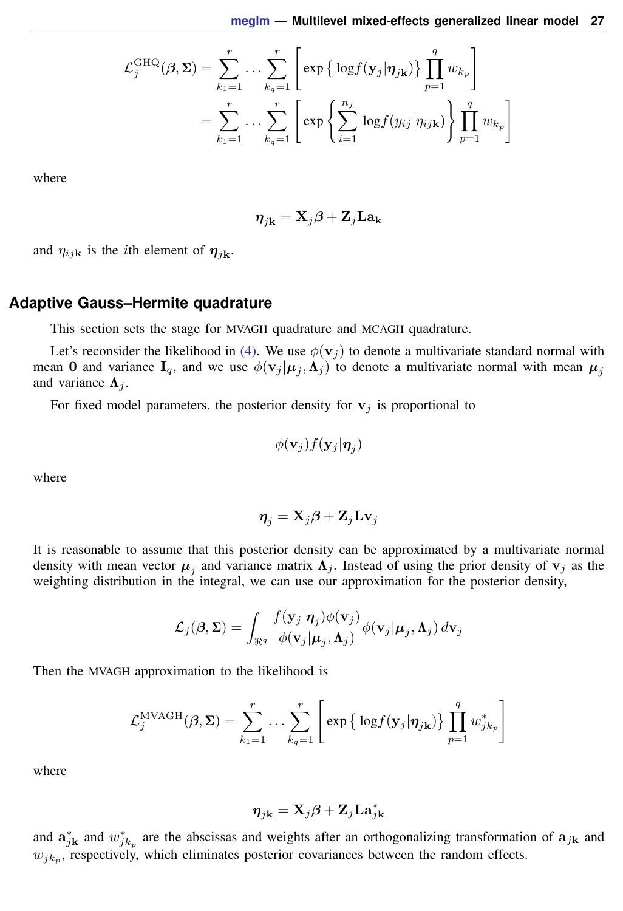$$\mathcal{L}_j^{\text{GHQ}}(\boldsymbol{\beta}, \boldsymbol{\Sigma}) = \sum_{k_1=1}^{r} \ldots \sum_{k_q=1}^{r} \left[ \exp\left\{ \log f(\mathbf{y}_j | \boldsymbol{\eta}_{j\mathbf{k}}) \right\} \prod_{p=1}^{q} w_{k_p} \right]$$
$$= \sum_{k_1=1}^{r} \ldots \sum_{k_q=1}^{r} \left[ \exp\left\{ \sum_{i=1}^{n_j} \log f(y_{ij} | \eta_{ij\mathbf{k}}) \right\} \prod_{p=1}^{q} w_{k_p} \right]$$

where

$$\boldsymbol{\eta}_{j\mathbf{k}} = \mathbf{X}_j \boldsymbol{\beta} + \mathbf{Z}_j \mathbf{L} \mathbf{a}_{\mathbf{k}}$$

and $\eta_{ij\mathbf{k}}$ is the $i$th element of $\boldsymbol{\eta}_{j\mathbf{k}}$.

## Adaptive Gauss–Hermite quadrature

This section sets the stage for MVAGH quadrature and MCAGH quadrature.

Let's reconsider the likelihood in (4). We use $\phi(\mathbf{v}_j)$ to denote a multivariate standard normal with mean $\mathbf{0}$ and variance $\mathbf{I}_q$, and we use $\phi(\mathbf{v}_j | \boldsymbol{\mu}_j, \boldsymbol{\Lambda}_j)$ to denote a multivariate normal with mean $\boldsymbol{\mu}_j$ and variance $\boldsymbol{\Lambda}_j$.

For fixed model parameters, the posterior density for $\mathbf{v}_j$ is proportional to

$$\phi(\mathbf{v}_j) f(\mathbf{y}_j | \boldsymbol{\eta}_j)$$

where

$$\boldsymbol{\eta}_j = \mathbf{X}_j \boldsymbol{\beta} + \mathbf{Z}_j \mathbf{L} \mathbf{v}_j$$

It is reasonable to assume that this posterior density can be approximated by a multivariate normal density with mean vector $\boldsymbol{\mu}_j$ and variance matrix $\boldsymbol{\Lambda}_j$. Instead of using the prior density of $\mathbf{v}_j$ as the weighting distribution in the integral, we can use our approximation for the posterior density,

$$\mathcal{L}_j(\boldsymbol{\beta}, \boldsymbol{\Sigma}) = \int_{\Re^q} \frac{f(\mathbf{y}_j | \boldsymbol{\eta}_j) \phi(\mathbf{v}_j)}{\phi(\mathbf{v}_j | \boldsymbol{\mu}_j, \boldsymbol{\Lambda}_j)} \phi(\mathbf{v}_j | \boldsymbol{\mu}_j, \boldsymbol{\Lambda}_j) \, d\mathbf{v}_j$$

Then the MVAGH approximation to the likelihood is

$$\mathcal{L}_j^{\text{MVAGH}}(\boldsymbol{\beta}, \boldsymbol{\Sigma}) = \sum_{k_1=1}^{r} \ldots \sum_{k_q=1}^{r} \left[ \exp\left\{ \log f(\mathbf{y}_j | \boldsymbol{\eta}_{j\mathbf{k}}) \right\} \prod_{p=1}^{q} w_{jk_p}^{*} \right]$$

where

$$\boldsymbol{\eta}_{j\mathbf{k}} = \mathbf{X}_j \boldsymbol{\beta} + \mathbf{Z}_j \mathbf{L} \mathbf{a}_{j\mathbf{k}}^{*}$$

and $\mathbf{a}_{j\mathbf{k}}^{*}$ and $w_{jk_p}^{*}$ are the abscissas and weights after an orthogonalizing transformation of $\mathbf{a}_{j\mathbf{k}}$ and $w_{jk_p}$, respectively, which eliminates posterior covariances between the random effects.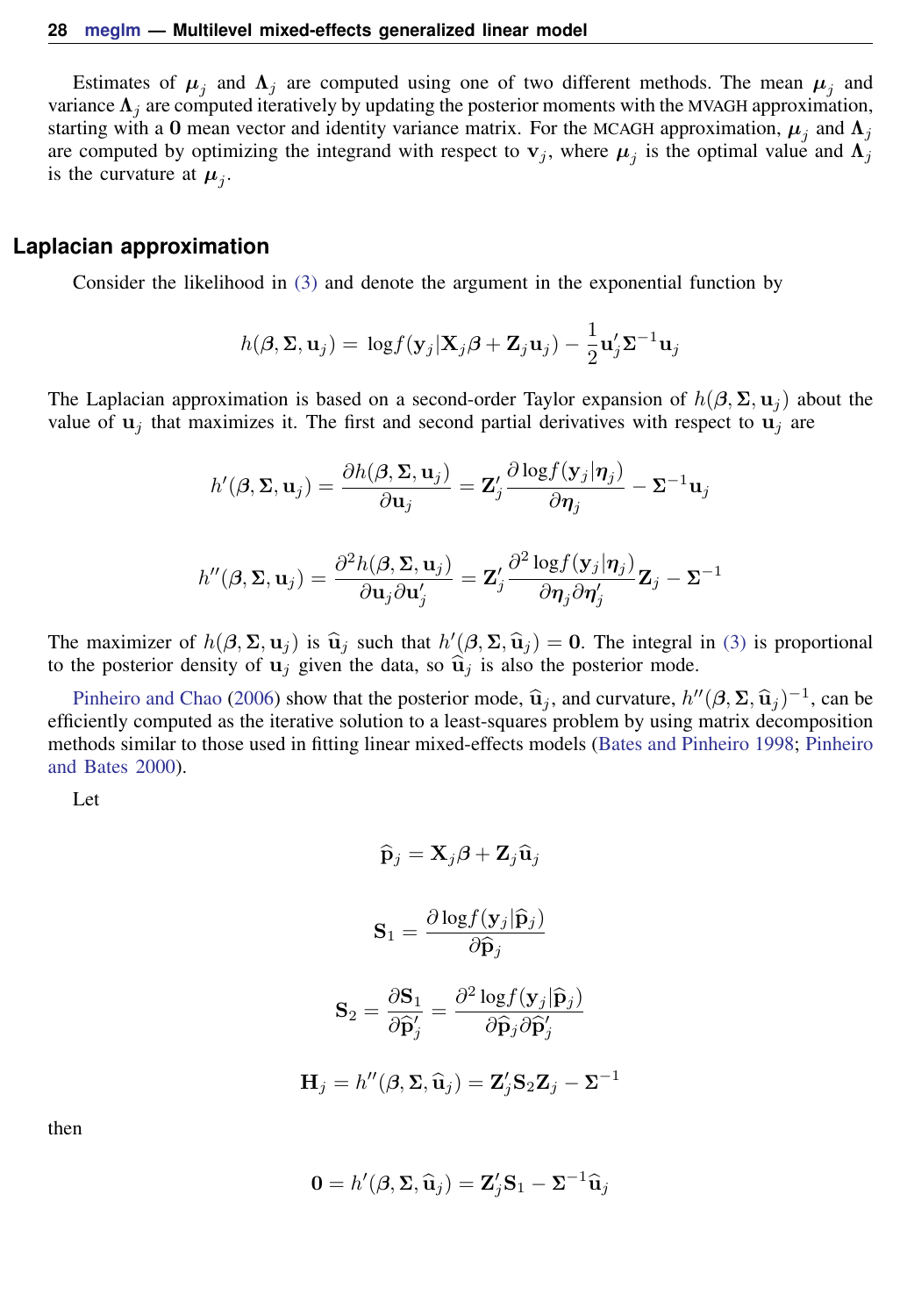Estimates of $\boldsymbol{\mu}_j$ and $\boldsymbol{\Lambda}_j$ are computed using one of two different methods. The mean $\boldsymbol{\mu}_j$ and variance $\boldsymbol{\Lambda}_j$ are computed iteratively by updating the posterior moments with the MVAGH approximation, starting with a $\mathbf{0}$ mean vector and identity variance matrix. For the MCAGH approximation, $\boldsymbol{\mu}_j$ and $\boldsymbol{\Lambda}_j$ are computed by optimizing the integrand with respect to $\mathbf{v}_j$, where $\boldsymbol{\mu}_j$ is the optimal value and $\boldsymbol{\Lambda}_j$ is the curvature at $\boldsymbol{\mu}_j$.

## Laplacian approximation

Consider the likelihood in (3) and denote the argument in the exponential function by

$$h(\boldsymbol{\beta}, \boldsymbol{\Sigma}, \mathbf{u}_j) = \log f(\mathbf{y}_j | \mathbf{X}_j\boldsymbol{\beta} + \mathbf{Z}_j\mathbf{u}_j) - \frac{1}{2}\mathbf{u}_j'\boldsymbol{\Sigma}^{-1}\mathbf{u}_j$$

The Laplacian approximation is based on a second-order Taylor expansion of $h(\boldsymbol{\beta}, \boldsymbol{\Sigma}, \mathbf{u}_j)$ about the value of $\mathbf{u}_j$ that maximizes it. The first and second partial derivatives with respect to $\mathbf{u}_j$ are

$$h'(\boldsymbol{\beta}, \boldsymbol{\Sigma}, \mathbf{u}_j) = \frac{\partial h(\boldsymbol{\beta}, \boldsymbol{\Sigma}, \mathbf{u}_j)}{\partial \mathbf{u}_j} = \mathbf{Z}_j' \frac{\partial \log f(\mathbf{y}_j | \boldsymbol{\eta}_j)}{\partial \boldsymbol{\eta}_j} - \boldsymbol{\Sigma}^{-1}\mathbf{u}_j$$

$$h''(\boldsymbol{\beta}, \boldsymbol{\Sigma}, \mathbf{u}_j) = \frac{\partial^2 h(\boldsymbol{\beta}, \boldsymbol{\Sigma}, \mathbf{u}_j)}{\partial \mathbf{u}_j \partial \mathbf{u}_j'} = \mathbf{Z}_j' \frac{\partial^2 \log f(\mathbf{y}_j | \boldsymbol{\eta}_j)}{\partial \boldsymbol{\eta}_j \partial \boldsymbol{\eta}_j'} \mathbf{Z}_j - \boldsymbol{\Sigma}^{-1}$$

The maximizer of $h(\boldsymbol{\beta}, \boldsymbol{\Sigma}, \mathbf{u}_j)$ is $\widehat{\mathbf{u}}_j$ such that $h'(\boldsymbol{\beta}, \boldsymbol{\Sigma}, \widehat{\mathbf{u}}_j) = \mathbf{0}$. The integral in (3) is proportional to the posterior density of $\mathbf{u}_j$ given the data, so $\widehat{\mathbf{u}}_j$ is also the posterior mode.

Pinheiro and Chao (2006) show that the posterior mode, $\widehat{\mathbf{u}}_j$, and curvature, $h''(\boldsymbol{\beta}, \boldsymbol{\Sigma}, \widehat{\mathbf{u}}_j)^{-1}$, can be efficiently computed as the iterative solution to a least-squares problem by using matrix decomposition methods similar to those used in fitting linear mixed-effects models (Bates and Pinheiro 1998; Pinheiro and Bates 2000).

Let

$$\widehat{\mathbf{p}}_j = \mathbf{X}_j\boldsymbol{\beta} + \mathbf{Z}_j\widehat{\mathbf{u}}_j$$

$$\mathbf{S}_1 = \frac{\partial \log f(\mathbf{y}_j | \widehat{\mathbf{p}}_j)}{\partial \widehat{\mathbf{p}}_j}$$

$$\mathbf{S}_2 = \frac{\partial \mathbf{S}_1}{\partial \widehat{\mathbf{p}}_j'} = \frac{\partial^2 \log f(\mathbf{y}_j | \widehat{\mathbf{p}}_j)}{\partial \widehat{\mathbf{p}}_j \partial \widehat{\mathbf{p}}_j'}$$

$$\mathbf{H}_j = h''(\boldsymbol{\beta}, \boldsymbol{\Sigma}, \widehat{\mathbf{u}}_j) = \mathbf{Z}_j'\mathbf{S}_2\mathbf{Z}_j - \boldsymbol{\Sigma}^{-1}$$

then

$$\mathbf{0} = h'(\boldsymbol{\beta}, \boldsymbol{\Sigma}, \widehat{\mathbf{u}}_j) = \mathbf{Z}_j'\mathbf{S}_1 - \boldsymbol{\Sigma}^{-1}\widehat{\mathbf{u}}_j$$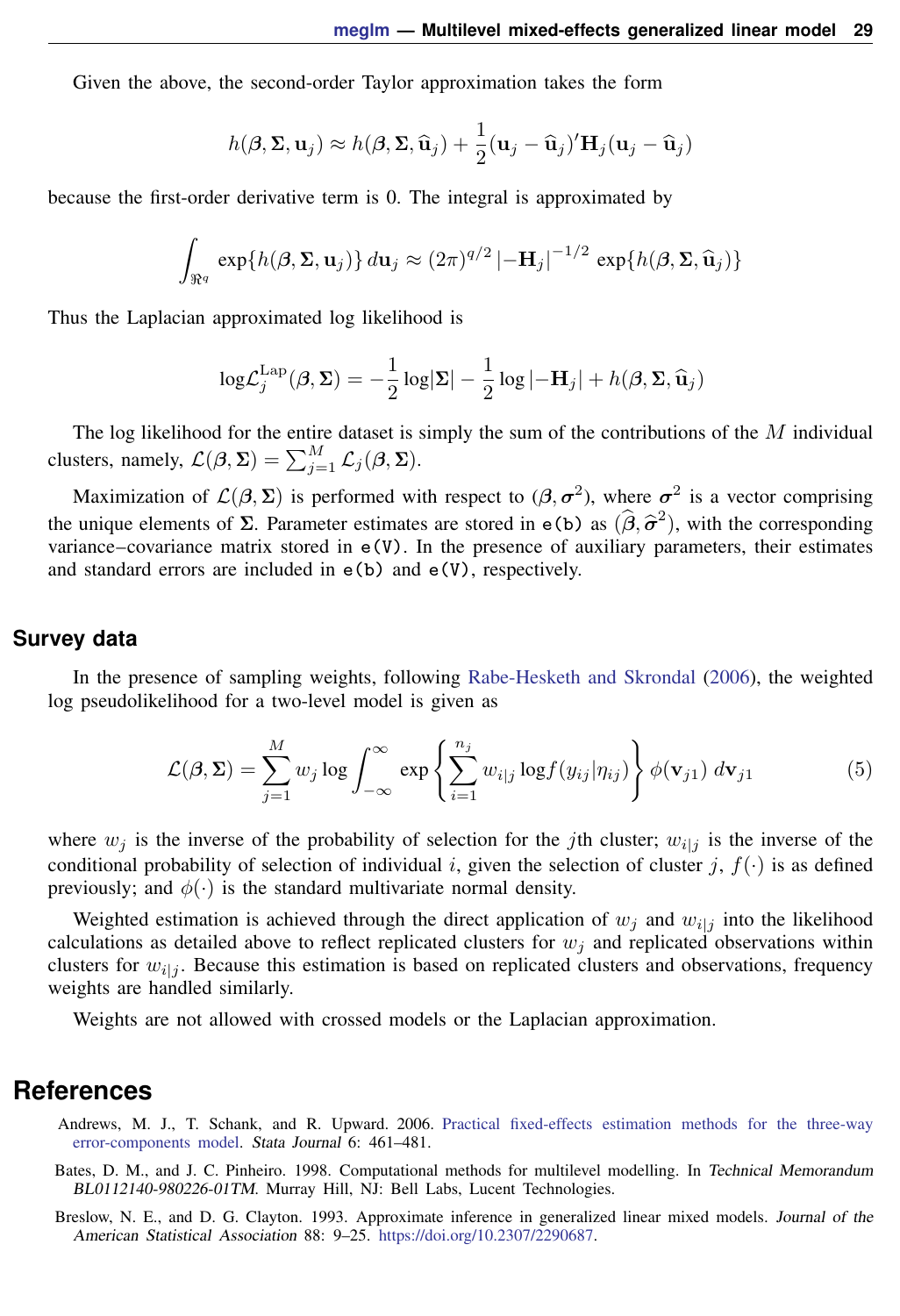Given the above, the second-order Taylor approximation takes the form

$$h(\boldsymbol{\beta}, \boldsymbol{\Sigma}, \mathbf{u}_j) \approx h(\boldsymbol{\beta}, \boldsymbol{\Sigma}, \widehat{\mathbf{u}}_j) + \frac{1}{2}(\mathbf{u}_j - \widehat{\mathbf{u}}_j)'\mathbf{H}_j(\mathbf{u}_j - \widehat{\mathbf{u}}_j)$$

because the first-order derivative term is 0. The integral is approximated by

$$\int_{\Re^q} \exp\{h(\boldsymbol{\beta}, \boldsymbol{\Sigma}, \mathbf{u}_j)\}\, d\mathbf{u}_j \approx (2\pi)^{q/2} \left|-\mathbf{H}_j\right|^{-1/2} \exp\{h(\boldsymbol{\beta}, \boldsymbol{\Sigma}, \widehat{\mathbf{u}}_j)\}$$

Thus the Laplacian approximated log likelihood is

$$\log\mathcal{L}_j^{\text{Lap}}(\boldsymbol{\beta}, \boldsymbol{\Sigma}) = -\frac{1}{2}\log|\boldsymbol{\Sigma}| - \frac{1}{2}\log\left|-\mathbf{H}_j\right| + h(\boldsymbol{\beta}, \boldsymbol{\Sigma}, \widehat{\mathbf{u}}_j)$$

The log likelihood for the entire dataset is simply the sum of the contributions of the $M$ individual clusters, namely, $\mathcal{L}(\boldsymbol{\beta}, \boldsymbol{\Sigma}) = \sum_{j=1}^{M} \mathcal{L}_j(\boldsymbol{\beta}, \boldsymbol{\Sigma})$.

Maximization of $\mathcal{L}(\boldsymbol{\beta}, \boldsymbol{\Sigma})$ is performed with respect to $(\boldsymbol{\beta}, \boldsymbol{\sigma}^2)$, where $\boldsymbol{\sigma}^2$ is a vector comprising the unique elements of $\boldsymbol{\Sigma}$. Parameter estimates are stored in `e(b)` as $(\widehat{\boldsymbol{\beta}}, \widehat{\boldsymbol{\sigma}}^2)$, with the corresponding variance–covariance matrix stored in `e(V)`. In the presence of auxiliary parameters, their estimates and standard errors are included in `e(b)` and `e(V)`, respectively.

## Survey data

In the presence of sampling weights, following Rabe-Hesketh and Skrondal (2006), the weighted log pseudolikelihood for a two-level model is given as

$$\mathcal{L}(\boldsymbol{\beta}, \boldsymbol{\Sigma}) = \sum_{j=1}^{M} w_j \log \int_{-\infty}^{\infty} \exp\left\{ \sum_{i=1}^{n_j} w_{i|j} \log f(y_{ij}|\eta_{ij}) \right\} \phi(\mathbf{v}_{j1})\, d\mathbf{v}_{j1} \tag{5}$$

where $w_j$ is the inverse of the probability of selection for the $j$th cluster; $w_{i|j}$ is the inverse of the conditional probability of selection of individual $i$, given the selection of cluster $j$, $f(\cdot)$ is as defined previously; and $\phi(\cdot)$ is the standard multivariate normal density.

Weighted estimation is achieved through the direct application of $w_j$ and $w_{i|j}$ into the likelihood calculations as detailed above to reflect replicated clusters for $w_j$ and replicated observations within clusters for $w_{i|j}$. Because this estimation is based on replicated clusters and observations, frequency weights are handled similarly.

Weights are not allowed with crossed models or the Laplacian approximation.

# References

Andrews, M. J., T. Schank, and R. Upward. 2006. Practical fixed-effects estimation methods for the three-way error-components model. *Stata Journal* 6: 461–481.

Bates, D. M., and J. C. Pinheiro. 1998. Computational methods for multilevel modelling. In *Technical Memorandum BL0112140-980226-01TM*. Murray Hill, NJ: Bell Labs, Lucent Technologies.

Breslow, N. E., and D. G. Clayton. 1993. Approximate inference in generalized linear mixed models. *Journal of the American Statistical Association* 88: 9–25. https://doi.org/10.2307/2290687.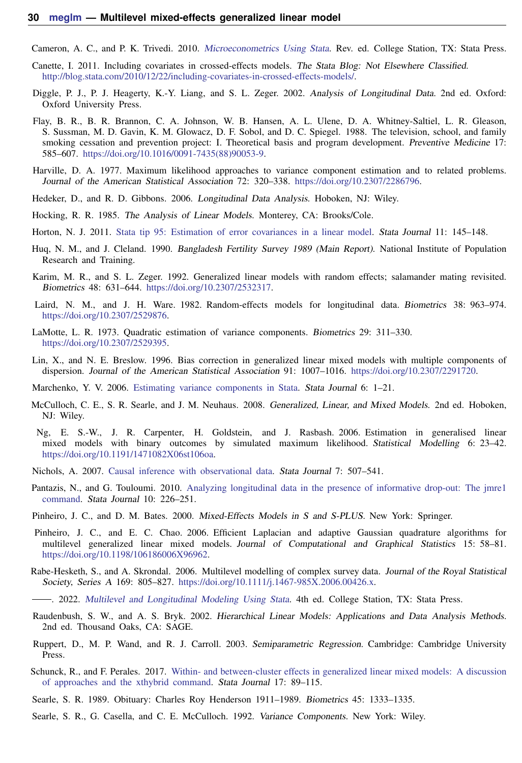Cameron, A. C., and P. K. Trivedi. 2010. *Microeconometrics Using Stata*. Rev. ed. College Station, TX: Stata Press.

Canette, I. 2011. Including covariates in crossed-effects models. *The Stata Blog: Not Elsewhere Classified*. http://blog.stata.com/2010/12/22/including-covariates-in-crossed-effects-models/.

Diggle, P. J., P. J. Heagerty, K.-Y. Liang, and S. L. Zeger. 2002. *Analysis of Longitudinal Data*. 2nd ed. Oxford: Oxford University Press.

Flay, B. R., B. R. Brannon, C. A. Johnson, W. B. Hansen, A. L. Ulene, D. A. Whitney-Saltiel, L. R. Gleason, S. Sussman, M. D. Gavin, K. M. Glowacz, D. F. Sobol, and D. C. Spiegel. 1988. The television, school, and family smoking cessation and prevention project: I. Theoretical basis and program development. *Preventive Medicine* 17: 585–607. https://doi.org/10.1016/0091-7435(88)90053-9.

Harville, D. A. 1977. Maximum likelihood approaches to variance component estimation and to related problems. *Journal of the American Statistical Association* 72: 320–338. https://doi.org/10.2307/2286796.

Hedeker, D., and R. D. Gibbons. 2006. *Longitudinal Data Analysis*. Hoboken, NJ: Wiley.

Hocking, R. R. 1985. *The Analysis of Linear Models*. Monterey, CA: Brooks/Cole.

Horton, N. J. 2011. Stata tip 95: Estimation of error covariances in a linear model. *Stata Journal* 11: 145–148.

Huq, N. M., and J. Cleland. 1990. *Bangladesh Fertility Survey 1989 (Main Report)*. National Institute of Population Research and Training.

Karim, M. R., and S. L. Zeger. 1992. Generalized linear models with random effects; salamander mating revisited. *Biometrics* 48: 631–644. https://doi.org/10.2307/2532317.

Laird, N. M., and J. H. Ware. 1982. Random-effects models for longitudinal data. *Biometrics* 38: 963–974. https://doi.org/10.2307/2529876.

LaMotte, L. R. 1973. Quadratic estimation of variance components. *Biometrics* 29: 311–330. https://doi.org/10.2307/2529395.

Lin, X., and N. E. Breslow. 1996. Bias correction in generalized linear mixed models with multiple components of dispersion. *Journal of the American Statistical Association* 91: 1007–1016. https://doi.org/10.2307/2291720.

Marchenko, Y. V. 2006. Estimating variance components in Stata. *Stata Journal* 6: 1–21.

McCulloch, C. E., S. R. Searle, and J. M. Neuhaus. 2008. *Generalized, Linear, and Mixed Models*. 2nd ed. Hoboken, NJ: Wiley.

Ng, E. S.-W., J. R. Carpenter, H. Goldstein, and J. Rasbash. 2006. Estimation in generalised linear mixed models with binary outcomes by simulated maximum likelihood. *Statistical Modelling* 6: 23–42. https://doi.org/10.1191/1471082X06st106oa.

Nichols, A. 2007. Causal inference with observational data. *Stata Journal* 7: 507–541.

Pantazis, N., and G. Touloumi. 2010. Analyzing longitudinal data in the presence of informative drop-out: The jmre1 command. *Stata Journal* 10: 226–251.

Pinheiro, J. C., and D. M. Bates. 2000. *Mixed-Effects Models in S and S-PLUS*. New York: Springer.

Pinheiro, J. C., and E. C. Chao. 2006. Efficient Laplacian and adaptive Gaussian quadrature algorithms for multilevel generalized linear mixed models. *Journal of Computational and Graphical Statistics* 15: 58–81. https://doi.org/10.1198/106186006X96962.

Rabe-Hesketh, S., and A. Skrondal. 2006. Multilevel modelling of complex survey data. *Journal of the Royal Statistical Society, Series A* 169: 805–827. https://doi.org/10.1111/j.1467-985X.2006.00426.x.

——. 2022. *Multilevel and Longitudinal Modeling Using Stata*. 4th ed. College Station, TX: Stata Press.

Raudenbush, S. W., and A. S. Bryk. 2002. *Hierarchical Linear Models: Applications and Data Analysis Methods*. 2nd ed. Thousand Oaks, CA: SAGE.

Ruppert, D., M. P. Wand, and R. J. Carroll. 2003. *Semiparametric Regression*. Cambridge: Cambridge University Press.

Schunck, R., and F. Perales. 2017. Within- and between-cluster effects in generalized linear mixed models: A discussion of approaches and the xthybrid command. *Stata Journal* 17: 89–115.

Searle, S. R. 1989. Obituary: Charles Roy Henderson 1911–1989. *Biometrics* 45: 1333–1335.

Searle, S. R., G. Casella, and C. E. McCulloch. 1992. *Variance Components*. New York: Wiley.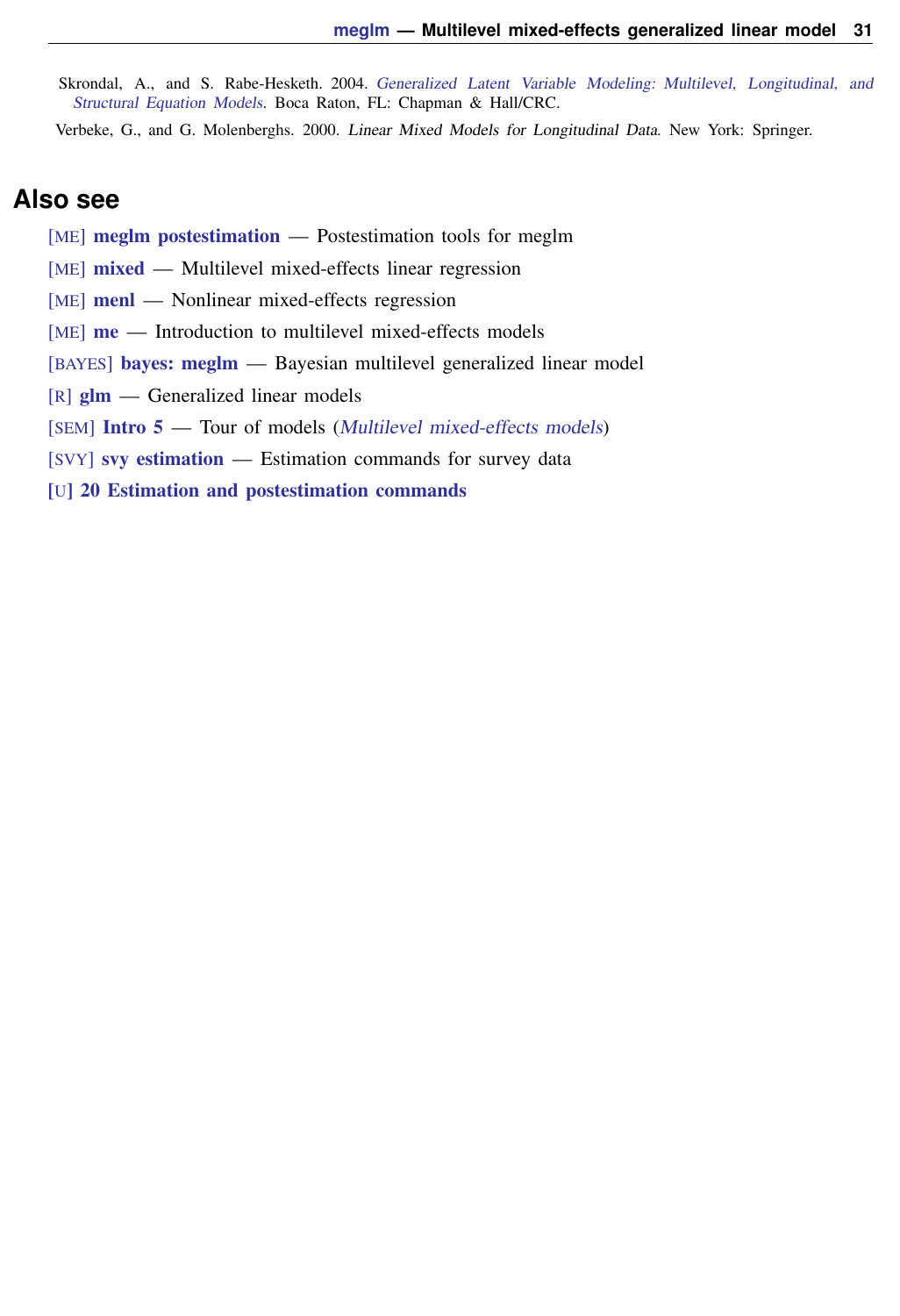Skrondal, A., and S. Rabe-Hesketh. 2004. *Generalized Latent Variable Modeling: Multilevel, Longitudinal, and Structural Equation Models*. Boca Raton, FL: Chapman & Hall/CRC.

Verbeke, G., and G. Molenberghs. 2000. *Linear Mixed Models for Longitudinal Data*. New York: Springer.

## Also see

[ME] **meglm postestimation** — Postestimation tools for meglm

[ME] **mixed** — Multilevel mixed-effects linear regression

[ME] **menl** — Nonlinear mixed-effects regression

[ME] **me** — Introduction to multilevel mixed-effects models

[BAYES] **bayes: meglm** — Bayesian multilevel generalized linear model

[R] **glm** — Generalized linear models

[SEM] **Intro 5** — Tour of models (*Multilevel mixed-effects models*)

[SVY] **svy estimation** — Estimation commands for survey data

**[U] 20 Estimation and postestimation commands**